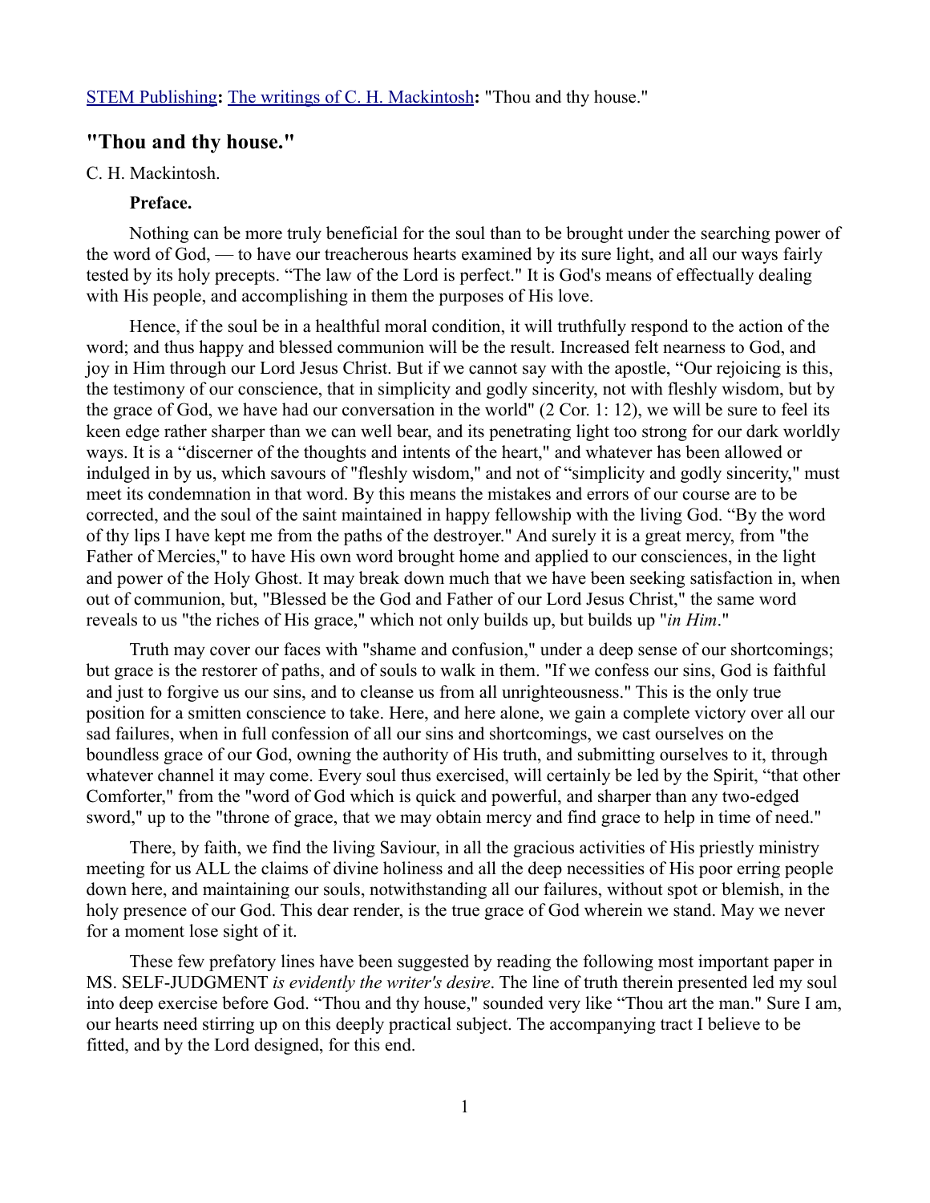STEM Publishing**:** The writings of C. H. Mackintosh**:** "Thou and thy house."

## "Thou and thy house."

C. H. Mackintosh.

### Preface.

Nothing can be more truly beneficial for the soul than to be brought under the searching power of the word of God, — to have our treacherous hearts examined by its sure light, and all our ways fairly tested by its holy precepts. "The law of the Lord is perfect." It is God's means of effectually dealing with His people, and accomplishing in them the purposes of His love.

Hence, if the soul be in a healthful moral condition, it will truthfully respond to the action of the word; and thus happy and blessed communion will be the result. Increased felt nearness to God, and joy in Him through our Lord Jesus Christ. But if we cannot say with the apostle, "Our rejoicing is this, the testimony of our conscience, that in simplicity and godly sincerity, not with fleshly wisdom, but by the grace of God, we have had our conversation in the world" (2 Cor. 1: 12), we will be sure to feel its keen edge rather sharper than we can well bear, and its penetrating light too strong for our dark worldly ways. It is a "discerner of the thoughts and intents of the heart," and whatever has been allowed or indulged in by us, which savours of "fleshly wisdom," and not of "simplicity and godly sincerity," must meet its condemnation in that word. By this means the mistakes and errors of our course are to be corrected, and the soul of the saint maintained in happy fellowship with the living God. "By the word of thy lips I have kept me from the paths of the destroyer." And surely it is a great mercy, from "the Father of Mercies," to have His own word brought home and applied to our consciences, in the light and power of the Holy Ghost. It may break down much that we have been seeking satisfaction in, when out of communion, but, "Blessed be the God and Father of our Lord Jesus Christ," the same word reveals to us "the riches of His grace," which not only builds up, but builds up "*in Him*."

Truth may cover our faces with "shame and confusion," under a deep sense of our shortcomings; but grace is the restorer of paths, and of souls to walk in them. "If we confess our sins, God is faithful and just to forgive us our sins, and to cleanse us from all unrighteousness." This is the only true position for a smitten conscience to take. Here, and here alone, we gain a complete victory over all our sad failures, when in full confession of all our sins and shortcomings, we cast ourselves on the boundless grace of our God, owning the authority of His truth, and submitting ourselves to it, through whatever channel it may come. Every soul thus exercised, will certainly be led by the Spirit, "that other Comforter," from the "word of God which is quick and powerful, and sharper than any two-edged sword," up to the "throne of grace, that we may obtain mercy and find grace to help in time of need."

There, by faith, we find the living Saviour, in all the gracious activities of His priestly ministry meeting for us ALL the claims of divine holiness and all the deep necessities of His poor erring people down here, and maintaining our souls, notwithstanding all our failures, without spot or blemish, in the holy presence of our God. This dear render, is the true grace of God wherein we stand. May we never for a moment lose sight of it.

These few prefatory lines have been suggested by reading the following most important paper in MS. SELF-JUDGMENT *is evidently the writer's desire*. The line of truth therein presented led my soul into deep exercise before God. "Thou and thy house," sounded very like "Thou art the man." Sure I am, our hearts need stirring up on this deeply practical subject. The accompanying tract I believe to be fitted, and by the Lord designed, for this end.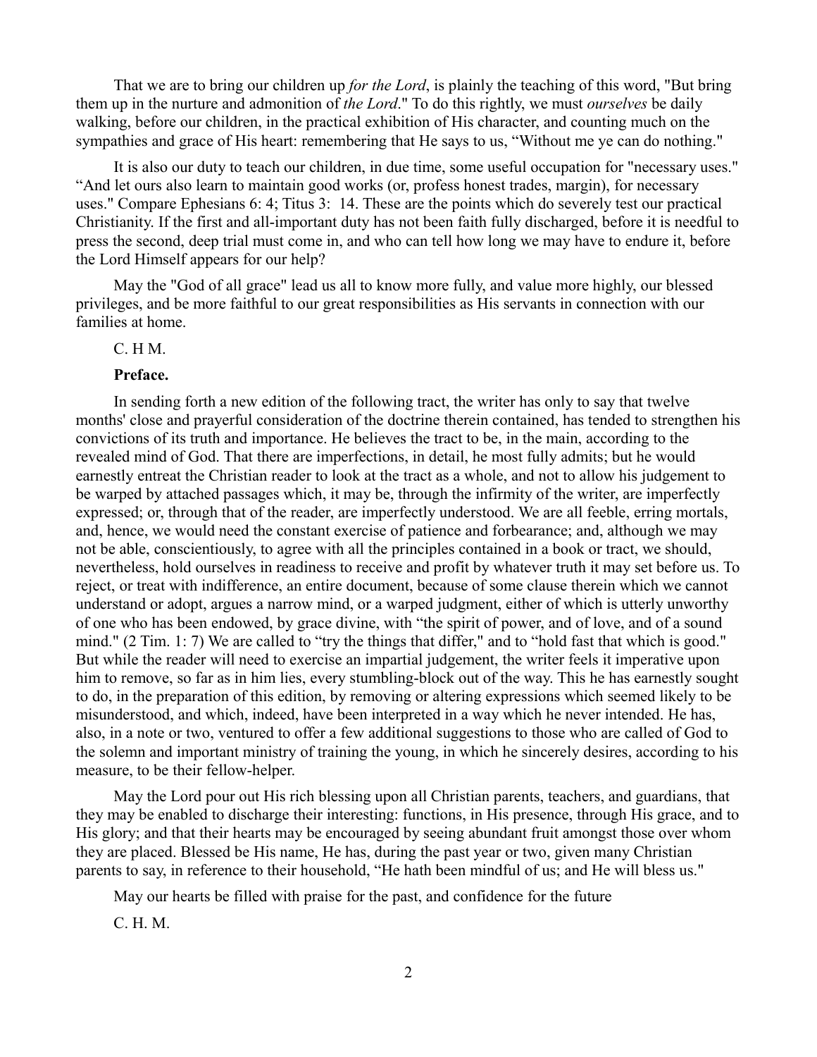That we are to bring our children up *for the Lord*, is plainly the teaching of this word, "But bring them up in the nurture and admonition of *the Lord*." To do this rightly, we must *ourselves* be daily walking, before our children, in the practical exhibition of His character, and counting much on the sympathies and grace of His heart: remembering that He says to us, "Without me ye can do nothing."

It is also our duty to teach our children, in due time, some useful occupation for "necessary uses." "And let ours also learn to maintain good works (or, profess honest trades, margin), for necessary uses." Compare Ephesians 6: 4; Titus 3: 14. These are the points which do severely test our practical Christianity. If the first and all-important duty has not been faith fully discharged, before it is needful to press the second, deep trial must come in, and who can tell how long we may have to endure it, before the Lord Himself appears for our help?

May the "God of all grace" lead us all to know more fully, and value more highly, our blessed privileges, and be more faithful to our great responsibilities as His servants in connection with our families at home.

C. H M.

**Preface.**

In sending forth a new edition of the following tract, the writer has only to say that twelve months' close and prayerful consideration of the doctrine therein contained, has tended to strengthen his convictions of its truth and importance. He believes the tract to be, in the main, according to the revealed mind of God. That there are imperfections, in detail, he most fully admits; but he would earnestly entreat the Christian reader to look at the tract as a whole, and not to allow his judgement to be warped by attached passages which, it may be, through the infirmity of the writer, are imperfectly expressed; or, through that of the reader, are imperfectly understood. We are all feeble, erring mortals, and, hence, we would need the constant exercise of patience and forbearance; and, although we may not be able, conscientiously, to agree with all the principles contained in a book or tract, we should, nevertheless, hold ourselves in readiness to receive and profit by whatever truth it may set before us. To reject, or treat with indifference, an entire document, because of some clause therein which we cannot understand or adopt, argues a narrow mind, or a warped judgment, either of which is utterly unworthy of one who has been endowed, by grace divine, with "the spirit of power, and of love, and of a sound mind." (2 Tim. 1: 7) We are called to "try the things that differ," and to "hold fast that which is good." But while the reader will need to exercise an impartial judgement, the writer feels it imperative upon him to remove, so far as in him lies, every stumbling-block out of the way. This he has earnestly sought to do, in the preparation of this edition, by removing or altering expressions which seemed likely to be misunderstood, and which, indeed, have been interpreted in a way which he never intended. He has, also, in a note or two, ventured to offer a few additional suggestions to those who are called of God to the solemn and important ministry of training the young, in which he sincerely desires, according to his measure, to be their fellow-helper.

May the Lord pour out His rich blessing upon all Christian parents, teachers, and guardians, that they may be enabled to discharge their interesting: functions, in His presence, through His grace, and to His glory; and that their hearts may be encouraged by seeing abundant fruit amongst those over whom they are placed. Blessed be His name, He has, during the past year or two, given many Christian parents to say, in reference to their household, "He hath been mindful of us; and He will bless us."

May our hearts be filled with praise for the past, and confidence for the future

C. H. M.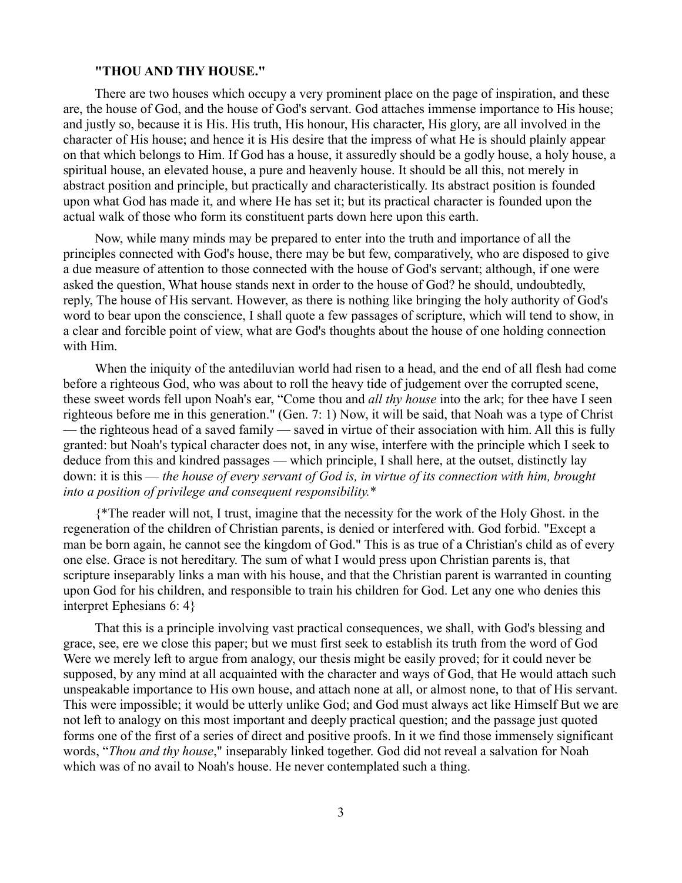**"THOU AND THY HOUSE."**

There are two houses which occupy a very prominent place on the page of inspiration, and these are, the house of God, and the house of God's servant. God attaches immense importance to His house; and justly so, because it is His. His truth, His honour, His character, His glory, are all involved in the character of His house; and hence it is His desire that the impress of what He is should plainly appear on that which belongs to Him. If God has a house, it assuredly should be a godly house, a holy house, a spiritual house, an elevated house, a pure and heavenly house. It should be all this, not merely in abstract position and principle, but practically and characteristically. Its abstract position is founded upon what God has made it, and where He has set it; but its practical character is founded upon the actual walk of those who form its constituent parts down here upon this earth.

Now, while many minds may be prepared to enter into the truth and importance of all the principles connected with God's house, there may be but few, comparatively, who are disposed to give a due measure of attention to those connected with the house of God's servant; although, if one were asked the question, What house stands next in order to the house of God? he should, undoubtedly, reply, The house of His servant. However, as there is nothing like bringing the holy authority of God's word to bear upon the conscience, I shall quote a few passages of scripture, which will tend to show, in a clear and forcible point of view, what are God's thoughts about the house of one holding connection with Him.

When the iniquity of the antediluvian world had risen to a head, and the end of all flesh had come before a righteous God, who was about to roll the heavy tide of judgement over the corrupted scene, these sweet words fell upon Noah's ear, "Come thou and *all thy house* into the ark; for thee have I seen righteous before me in this generation." (Gen. 7: 1) Now, it will be said, that Noah was a type of Christ — the righteous head of a saved family — saved in virtue of their association with him. All this is fully granted: but Noah's typical character does not, in any wise, interfere with the principle which I seek to deduce from this and kindred passages — which principle, I shall here, at the outset, distinctly lay down: it is this — *the house of every servant of God is, in virtue of its connection with him, brought into a position of privilege and consequent responsibility.**

{*The reader will not, I trust, imagine that the necessity for the work of the Holy Ghost. in the regeneration of the children of Christian parents, is denied or interfered with. God forbid. "Except a man be born again, he cannot see the kingdom of God." This is as true of a Christian's child as of every one else. Grace is not hereditary. The sum of what I would press upon Christian parents is, that scripture inseparably links a man with his house, and that the Christian parent is warranted in counting upon God for his children, and responsible to train his children for God. Let any one who denies this interpret Ephesians 6: 4}

That this is a principle involving vast practical consequences, we shall, with God's blessing and grace, see, ere we close this paper; but we must first seek to establish its truth from the word of God Were we merely left to argue from analogy, our thesis might be easily proved; for it could never be supposed, by any mind at all acquainted with the character and ways of God, that He would attach such unspeakable importance to His own house, and attach none at all, or almost none, to that of His servant. This were impossible; it would be utterly unlike God; and God must always act like Himself But we are not left to analogy on this most important and deeply practical question; and the passage just quoted forms one of the first of a series of direct and positive proofs. In it we find those immensely significant words, "*Thou and thy house*," inseparably linked together. God did not reveal a salvation for Noah which was of no avail to Noah's house. He never contemplated such a thing.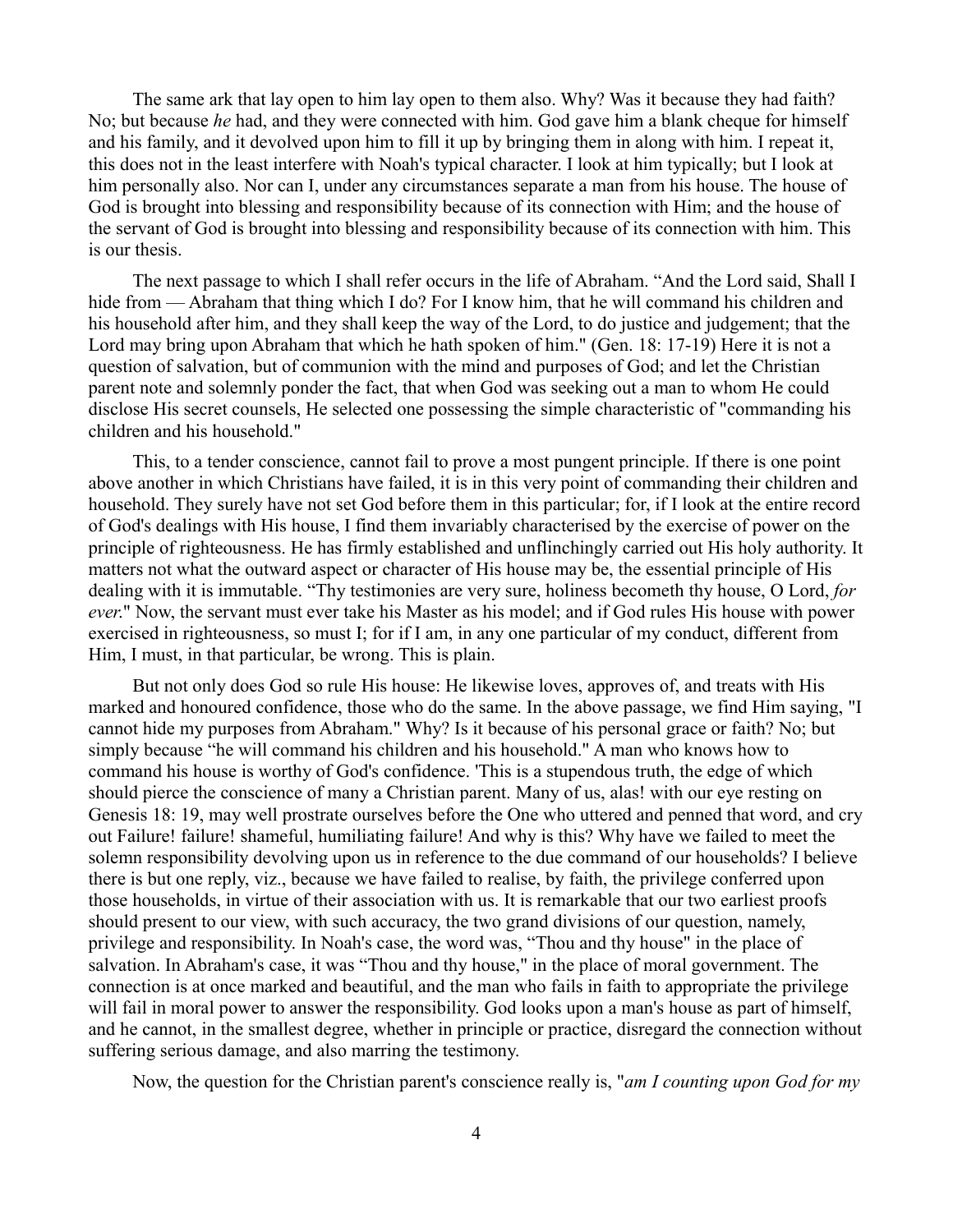The same ark that lay open to him lay open to them also. Why? Was it because they had faith? No; but because *he* had, and they were connected with him. God gave him a blank cheque for himself and his family, and it devolved upon him to fill it up by bringing them in along with him. I repeat it, this does not in the least interfere with Noah's typical character. I look at him typically; but I look at him personally also. Nor can I, under any circumstances separate a man from his house. The house of God is brought into blessing and responsibility because of its connection with Him; and the house of the servant of God is brought into blessing and responsibility because of its connection with him. This is our thesis.

The next passage to which I shall refer occurs in the life of Abraham. "And the Lord said, Shall I hide from — Abraham that thing which I do? For I know him, that he will command his children and his household after him, and they shall keep the way of the Lord, to do justice and judgement; that the Lord may bring upon Abraham that which he hath spoken of him." (Gen. 18: 17-19) Here it is not a question of salvation, but of communion with the mind and purposes of God; and let the Christian parent note and solemnly ponder the fact, that when God was seeking out a man to whom He could disclose His secret counsels, He selected one possessing the simple characteristic of "commanding his children and his household."

This, to a tender conscience, cannot fail to prove a most pungent principle. If there is one point above another in which Christians have failed, it is in this very point of commanding their children and household. They surely have not set God before them in this particular; for, if I look at the entire record of God's dealings with His house, I find them invariably characterised by the exercise of power on the principle of righteousness. He has firmly established and unflinchingly carried out His holy authority. It matters not what the outward aspect or character of His house may be, the essential principle of His dealing with it is immutable. "Thy testimonies are very sure, holiness becometh thy house, O Lord, *for ever*." Now, the servant must ever take his Master as his model; and if God rules His house with power exercised in righteousness, so must I; for if I am, in any one particular of my conduct, different from Him, I must, in that particular, be wrong. This is plain.

But not only does God so rule His house: He likewise loves, approves of, and treats with His marked and honoured confidence, those who do the same. In the above passage, we find Him saying, "I cannot hide my purposes from Abraham." Why? Is it because of his personal grace or faith? No; but simply because "he will command his children and his household." A man who knows how to command his house is worthy of God's confidence. 'This is a stupendous truth, the edge of which should pierce the conscience of many a Christian parent. Many of us, alas! with our eye resting on Genesis 18: 19, may well prostrate ourselves before the One who uttered and penned that word, and cry out Failure! failure! shameful, humiliating failure! And why is this? Why have we failed to meet the solemn responsibility devolving upon us in reference to the due command of our households? I believe there is but one reply, viz., because we have failed to realise, by faith, the privilege conferred upon those households, in virtue of their association with us. It is remarkable that our two earliest proofs should present to our view, with such accuracy, the two grand divisions of our question, namely, privilege and responsibility. In Noah's case, the word was, "Thou and thy house" in the place of salvation. In Abraham's case, it was "Thou and thy house," in the place of moral government. The connection is at once marked and beautiful, and the man who fails in faith to appropriate the privilege will fail in moral power to answer the responsibility. God looks upon a man's house as part of himself, and he cannot, in the smallest degree, whether in principle or practice, disregard the connection without suffering serious damage, and also marring the testimony.

Now, the question for the Christian parent's conscience really is, "*am I counting upon God for my*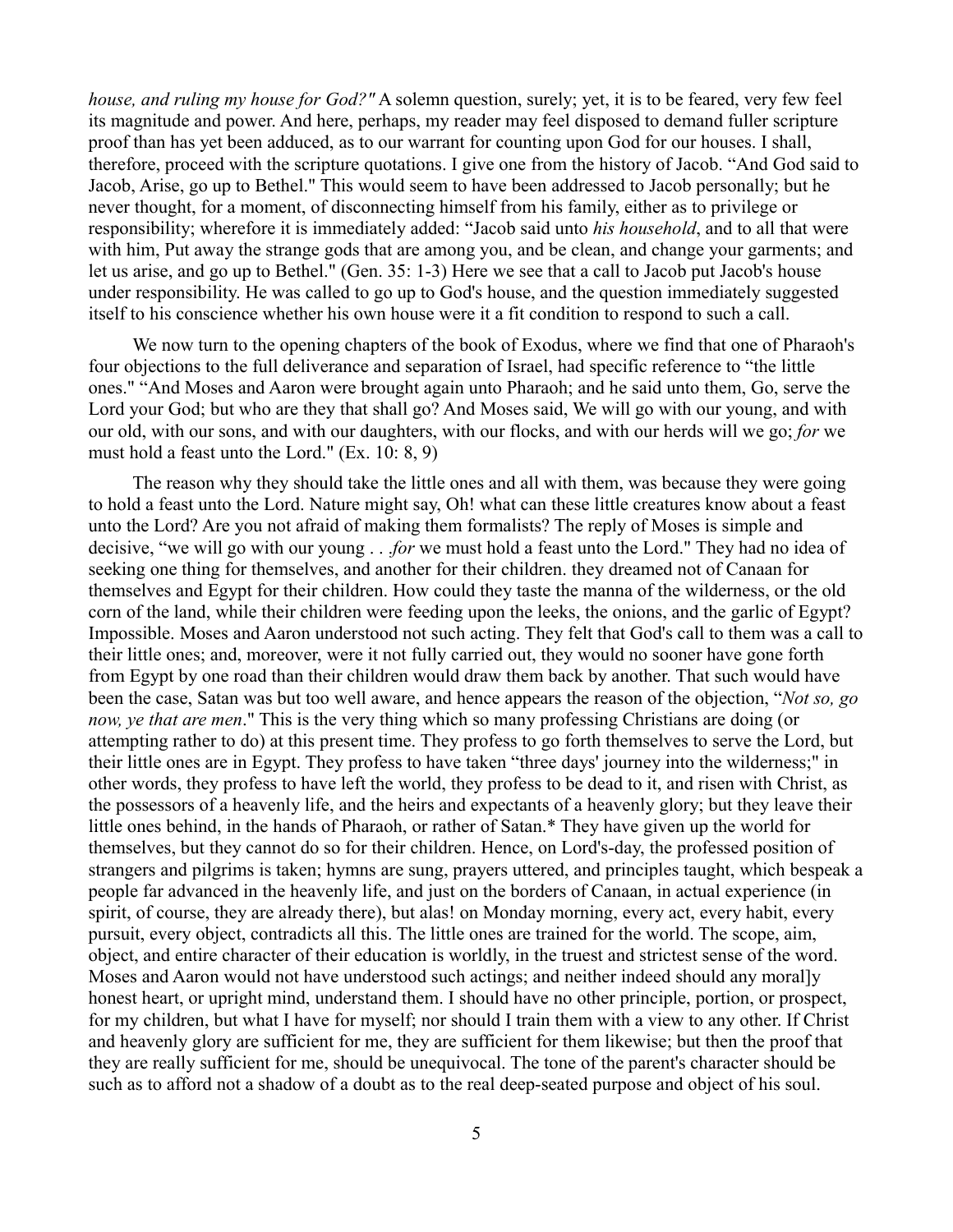*house, and ruling my house for God?"* A solemn question, surely; yet, it is to be feared, very few feel its magnitude and power. And here, perhaps, my reader may feel disposed to demand fuller scripture proof than has yet been adduced, as to our warrant for counting upon God for our houses. I shall, therefore, proceed with the scripture quotations. I give one from the history of Jacob. "And God said to Jacob, Arise, go up to Bethel." This would seem to have been addressed to Jacob personally; but he never thought, for a moment, of disconnecting himself from his family, either as to privilege or responsibility; wherefore it is immediately added: "Jacob said unto *his household*, and to all that were with him, Put away the strange gods that are among you, and be clean, and change your garments; and let us arise, and go up to Bethel." (Gen. 35: 1-3) Here we see that a call to Jacob put Jacob's house under responsibility. He was called to go up to God's house, and the question immediately suggested itself to his conscience whether his own house were it a fit condition to respond to such a call.

We now turn to the opening chapters of the book of Exodus, where we find that one of Pharaoh's four objections to the full deliverance and separation of Israel, had specific reference to "the little ones." "And Moses and Aaron were brought again unto Pharaoh; and he said unto them, Go, serve the Lord your God; but who are they that shall go? And Moses said, We will go with our young, and with our old, with our sons, and with our daughters, with our flocks, and with our herds will we go; *for* we must hold a feast unto the Lord." (Ex. 10: 8, 9)

The reason why they should take the little ones and all with them, was because they were going to hold a feast unto the Lord. Nature might say, Oh! what can these little creatures know about a feast unto the Lord? Are you not afraid of making them formalists? The reply of Moses is simple and decisive, "we will go with our young . . .*for* we must hold a feast unto the Lord." They had no idea of seeking one thing for themselves, and another for their children. they dreamed not of Canaan for themselves and Egypt for their children. How could they taste the manna of the wilderness, or the old corn of the land, while their children were feeding upon the leeks, the onions, and the garlic of Egypt? Impossible. Moses and Aaron understood not such acting. They felt that God's call to them was a call to their little ones; and, moreover, were it not fully carried out, they would no sooner have gone forth from Egypt by one road than their children would draw them back by another. That such would have been the case, Satan was but too well aware, and hence appears the reason of the objection, "*Not so, go now, ye that are men*." This is the very thing which so many professing Christians are doing (or attempting rather to do) at this present time. They profess to go forth themselves to serve the Lord, but their little ones are in Egypt. They profess to have taken "three days' journey into the wilderness;" in other words, they profess to have left the world, they profess to be dead to it, and risen with Christ, as the possessors of a heavenly life, and the heirs and expectants of a heavenly glory; but they leave their little ones behind, in the hands of Pharaoh, or rather of Satan.* They have given up the world for themselves, but they cannot do so for their children. Hence, on Lord's-day, the professed position of strangers and pilgrims is taken; hymns are sung, prayers uttered, and principles taught, which bespeak a people far advanced in the heavenly life, and just on the borders of Canaan, in actual experience (in spirit, of course, they are already there), but alas! on Monday morning, every act, every habit, every pursuit, every object, contradicts all this. The little ones are trained for the world. The scope, aim, object, and entire character of their education is worldly, in the truest and strictest sense of the word. Moses and Aaron would not have understood such actings; and neither indeed should any moral]y honest heart, or upright mind, understand them. I should have no other principle, portion, or prospect, for my children, but what I have for myself; nor should I train them with a view to any other. If Christ and heavenly glory are sufficient for me, they are sufficient for them likewise; but then the proof that they are really sufficient for me, should be unequivocal. The tone of the parent's character should be such as to afford not a shadow of a doubt as to the real deep-seated purpose and object of his soul.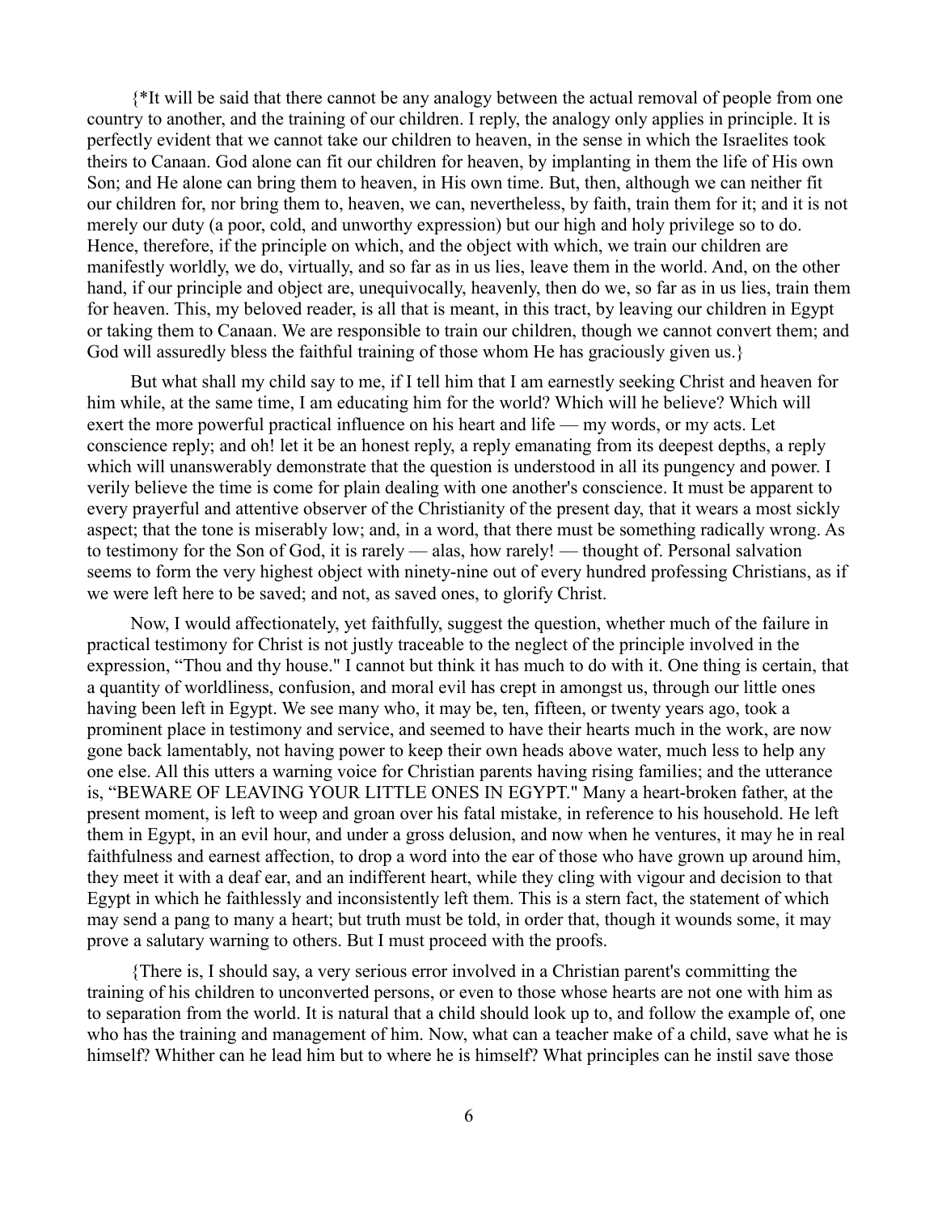{*It will be said that there cannot be any analogy between the actual removal of people from one country to another, and the training of our children. I reply, the analogy only applies in principle. It is perfectly evident that we cannot take our children to heaven, in the sense in which the Israelites took theirs to Canaan. God alone can fit our children for heaven, by implanting in them the life of His own Son; and He alone can bring them to heaven, in His own time. But, then, although we can neither fit our children for, nor bring them to, heaven, we can, nevertheless, by faith, train them for it; and it is not merely our duty (a poor, cold, and unworthy expression) but our high and holy privilege so to do. Hence, therefore, if the principle on which, and the object with which, we train our children are manifestly worldly, we do, virtually, and so far as in us lies, leave them in the world. And, on the other hand, if our principle and object are, unequivocally, heavenly, then do we, so far as in us lies, train them for heaven. This, my beloved reader, is all that is meant, in this tract, by leaving our children in Egypt or taking them to Canaan. We are responsible to train our children, though we cannot convert them; and God will assuredly bless the faithful training of those whom He has graciously given us.}

But what shall my child say to me, if I tell him that I am earnestly seeking Christ and heaven for him while, at the same time, I am educating him for the world? Which will he believe? Which will exert the more powerful practical influence on his heart and life — my words, or my acts. Let conscience reply; and oh! let it be an honest reply, a reply emanating from its deepest depths, a reply which will unanswerably demonstrate that the question is understood in all its pungency and power. I verily believe the time is come for plain dealing with one another's conscience. It must be apparent to every prayerful and attentive observer of the Christianity of the present day, that it wears a most sickly aspect; that the tone is miserably low; and, in a word, that there must be something radically wrong. As to testimony for the Son of God, it is rarely — alas, how rarely! — thought of. Personal salvation seems to form the very highest object with ninety-nine out of every hundred professing Christians, as if we were left here to be saved; and not, as saved ones, to glorify Christ.

Now, I would affectionately, yet faithfully, suggest the question, whether much of the failure in practical testimony for Christ is not justly traceable to the neglect of the principle involved in the expression, "Thou and thy house." I cannot but think it has much to do with it. One thing is certain, that a quantity of worldliness, confusion, and moral evil has crept in amongst us, through our little ones having been left in Egypt. We see many who, it may be, ten, fifteen, or twenty years ago, took a prominent place in testimony and service, and seemed to have their hearts much in the work, are now gone back lamentably, not having power to keep their own heads above water, much less to help any one else. All this utters a warning voice for Christian parents having rising families; and the utterance is, "BEWARE OF LEAVING YOUR LITTLE ONES IN EGYPT." Many a heart-broken father, at the present moment, is left to weep and groan over his fatal mistake, in reference to his household. He left them in Egypt, in an evil hour, and under a gross delusion, and now when he ventures, it may he in real faithfulness and earnest affection, to drop a word into the ear of those who have grown up around him, they meet it with a deaf ear, and an indifferent heart, while they cling with vigour and decision to that Egypt in which he faithlessly and inconsistently left them. This is a stern fact, the statement of which may send a pang to many a heart; but truth must be told, in order that, though it wounds some, it may prove a salutary warning to others. But I must proceed with the proofs.

{There is, I should say, a very serious error involved in a Christian parent's committing the training of his children to unconverted persons, or even to those whose hearts are not one with him as to separation from the world. It is natural that a child should look up to, and follow the example of, one who has the training and management of him. Now, what can a teacher make of a child, save what he is himself? Whither can he lead him but to where he is himself? What principles can he instil save those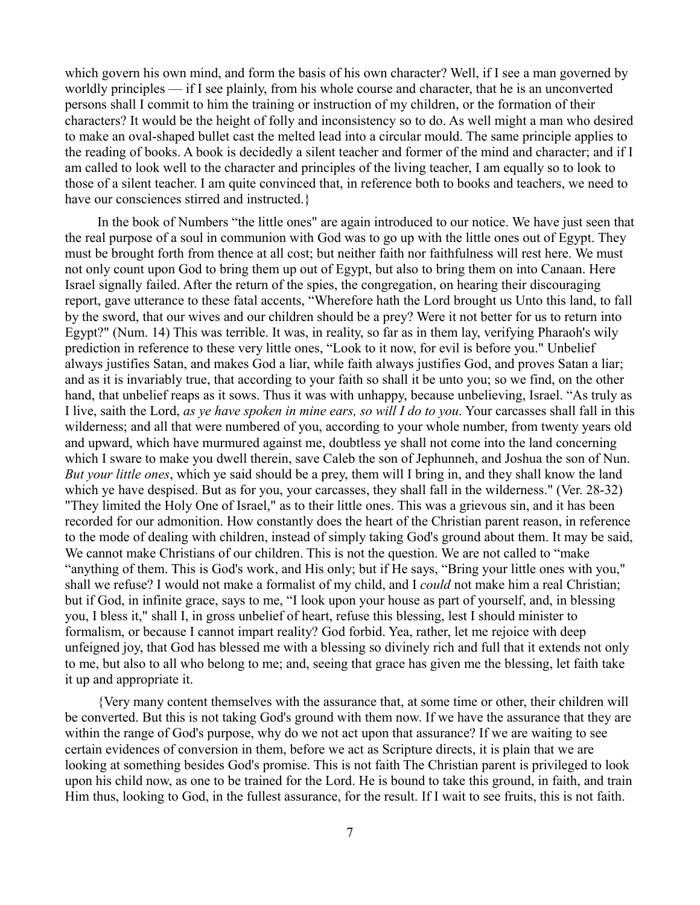which govern his own mind, and form the basis of his own character? Well, if I see a man governed by worldly principles — if I see plainly, from his whole course and character, that he is an unconverted persons shall I commit to him the training or instruction of my children, or the formation of their characters? It would be the height of folly and inconsistency so to do. As well might a man who desired to make an oval-shaped bullet cast the melted lead into a circular mould. The same principle applies to the reading of books. A book is decidedly a silent teacher and former of the mind and character; and if I am called to look well to the character and principles of the living teacher, I am equally so to look to those of a silent teacher. I am quite convinced that, in reference both to books and teachers, we need to have our consciences stirred and instructed.}

In the book of Numbers "the little ones" are again introduced to our notice. We have just seen that the real purpose of a soul in communion with God was to go up with the little ones out of Egypt. They must be brought forth from thence at all cost; but neither faith nor faithfulness will rest here. We must not only count upon God to bring them up out of Egypt, but also to bring them on into Canaan. Here Israel signally failed. After the return of the spies, the congregation, on hearing their discouraging report, gave utterance to these fatal accents, "Wherefore hath the Lord brought us Unto this land, to fall by the sword, that our wives and our children should be a prey? Were it not better for us to return into Egypt?" (Num. 14) This was terrible. It was, in reality, so far as in them lay, verifying Pharaoh's wily prediction in reference to these very little ones, "Look to it now, for evil is before you." Unbelief always justifies Satan, and makes God a liar, while faith always justifies God, and proves Satan a liar; and as it is invariably true, that according to your faith so shall it be unto you; so we find, on the other hand, that unbelief reaps as it sows. Thus it was with unhappy, because unbelieving, Israel. "As truly as I live, saith the Lord, *as ye have spoken in mine ears, so will I do to you*. Your carcasses shall fall in this wilderness; and all that were numbered of you, according to your whole number, from twenty years old and upward, which have murmured against me, doubtless ye shall not come into the land concerning which I sware to make you dwell therein, save Caleb the son of Jephunneh, and Joshua the son of Nun. *But your little ones*, which ye said should be a prey, them will I bring in, and they shall know the land which ye have despised. But as for you, your carcasses, they shall fall in the wilderness." (Ver. 28-32) "They limited the Holy One of Israel," as to their little ones. This was a grievous sin, and it has been recorded for our admonition. How constantly does the heart of the Christian parent reason, in reference to the mode of dealing with children, instead of simply taking God's ground about them. It may be said, We cannot make Christians of our children. This is not the question. We are not called to "make "anything of them. This is God's work, and His only; but if He says, "Bring your little ones with you," shall we refuse? I would not make a formalist of my child, and I *could* not make him a real Christian; but if God, in infinite grace, says to me, "I look upon your house as part of yourself, and, in blessing you, I bless it," shall I, in gross unbelief of heart, refuse this blessing, lest I should minister to formalism, or because I cannot impart reality? God forbid. Yea, rather, let me rejoice with deep unfeigned joy, that God has blessed me with a blessing so divinely rich and full that it extends not only to me, but also to all who belong to me; and, seeing that grace has given me the blessing, let faith take it up and appropriate it.

{Very many content themselves with the assurance that, at some time or other, their children will be converted. But this is not taking God's ground with them now. If we have the assurance that they are within the range of God's purpose, why do we not act upon that assurance? If we are waiting to see certain evidences of conversion in them, before we act as Scripture directs, it is plain that we are looking at something besides God's promise. This is not faith The Christian parent is privileged to look upon his child now, as one to be trained for the Lord. He is bound to take this ground, in faith, and train Him thus, looking to God, in the fullest assurance, for the result. If I wait to see fruits, this is not faith.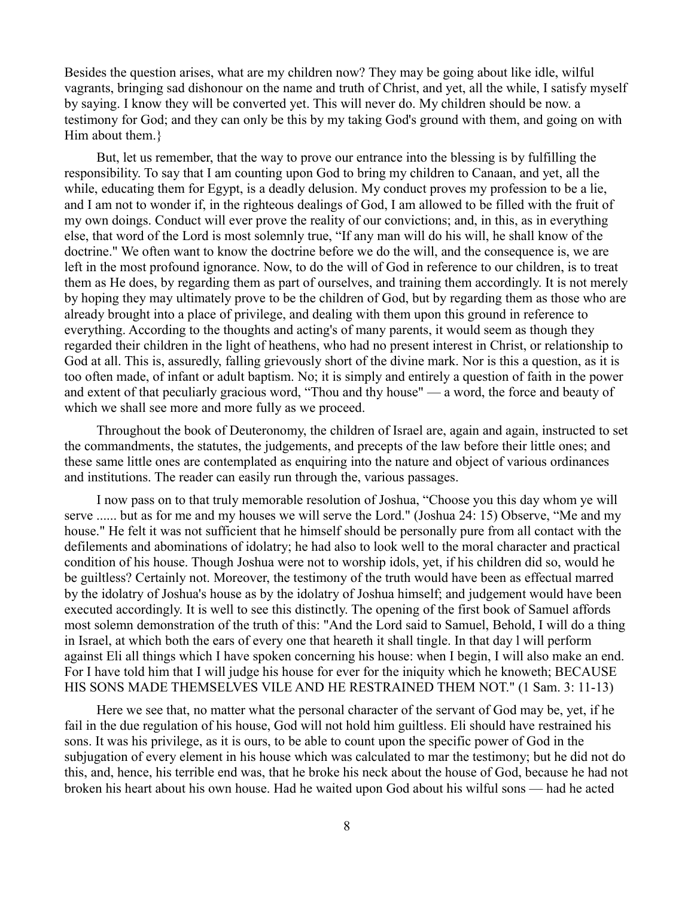Besides the question arises, what are my children now? They may be going about like idle, wilful vagrants, bringing sad dishonour on the name and truth of Christ, and yet, all the while, I satisfy myself by saying. I know they will be converted yet. This will never do. My children should be now. a testimony for God; and they can only be this by my taking God's ground with them, and going on with Him about them.}

But, let us remember, that the way to prove our entrance into the blessing is by fulfilling the responsibility. To say that I am counting upon God to bring my children to Canaan, and yet, all the while, educating them for Egypt, is a deadly delusion. My conduct proves my profession to be a lie, and I am not to wonder if, in the righteous dealings of God, I am allowed to be filled with the fruit of my own doings. Conduct will ever prove the reality of our convictions; and, in this, as in everything else, that word of the Lord is most solemnly true, "If any man will do his will, he shall know of the doctrine." We often want to know the doctrine before we do the will, and the consequence is, we are left in the most profound ignorance. Now, to do the will of God in reference to our children, is to treat them as He does, by regarding them as part of ourselves, and training them accordingly. It is not merely by hoping they may ultimately prove to be the children of God, but by regarding them as those who are already brought into a place of privilege, and dealing with them upon this ground in reference to everything. According to the thoughts and acting's of many parents, it would seem as though they regarded their children in the light of heathens, who had no present interest in Christ, or relationship to God at all. This is, assuredly, falling grievously short of the divine mark. Nor is this a question, as it is too often made, of infant or adult baptism. No; it is simply and entirely a question of faith in the power and extent of that peculiarly gracious word, "Thou and thy house" — a word, the force and beauty of which we shall see more and more fully as we proceed.

Throughout the book of Deuteronomy, the children of Israel are, again and again, instructed to set the commandments, the statutes, the judgements, and precepts of the law before their little ones; and these same little ones are contemplated as enquiring into the nature and object of various ordinances and institutions. The reader can easily run through the, various passages.

I now pass on to that truly memorable resolution of Joshua, "Choose you this day whom ye will serve ...... but as for me and my houses we will serve the Lord." (Joshua 24: 15) Observe, "Me and my house." He felt it was not sufficient that he himself should be personally pure from all contact with the defilements and abominations of idolatry; he had also to look well to the moral character and practical condition of his house. Though Joshua were not to worship idols, yet, if his children did so, would he be guiltless? Certainly not. Moreover, the testimony of the truth would have been as effectual marred by the idolatry of Joshua's house as by the idolatry of Joshua himself; and judgement would have been executed accordingly. It is well to see this distinctly. The opening of the first book of Samuel affords most solemn demonstration of the truth of this: "And the Lord said to Samuel, Behold, I will do a thing in Israel, at which both the ears of every one that heareth it shall tingle. In that day l will perform against Eli all things which I have spoken concerning his house: when I begin, I will also make an end. For I have told him that I will judge his house for ever for the iniquity which he knoweth; BECAUSE HIS SONS MADE THEMSELVES VILE AND HE RESTRAINED THEM NOT." (1 Sam. 3: 11-13)

Here we see that, no matter what the personal character of the servant of God may be, yet, if he fail in the due regulation of his house, God will not hold him guiltless. Eli should have restrained his sons. It was his privilege, as it is ours, to be able to count upon the specific power of God in the subjugation of every element in his house which was calculated to mar the testimony; but he did not do this, and, hence, his terrible end was, that he broke his neck about the house of God, because he had not broken his heart about his own house. Had he waited upon God about his wilful sons — had he acted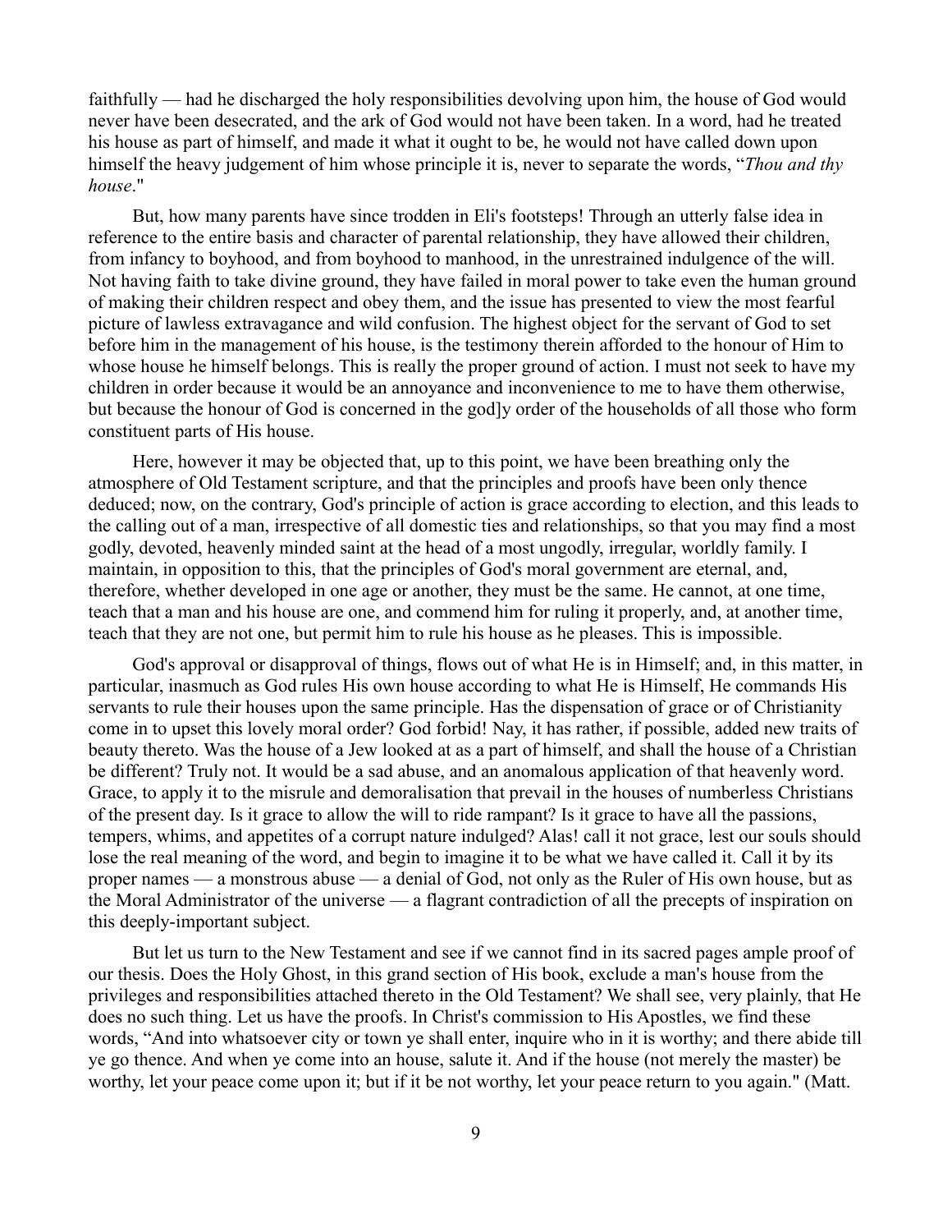faithfully — had he discharged the holy responsibilities devolving upon him, the house of God would never have been desecrated, and the ark of God would not have been taken. In a word, had he treated his house as part of himself, and made it what it ought to be, he would not have called down upon himself the heavy judgement of him whose principle it is, never to separate the words, "*Thou and thy house*."

But, how many parents have since trodden in Eli's footsteps! Through an utterly false idea in reference to the entire basis and character of parental relationship, they have allowed their children, from infancy to boyhood, and from boyhood to manhood, in the unrestrained indulgence of the will. Not having faith to take divine ground, they have failed in moral power to take even the human ground of making their children respect and obey them, and the issue has presented to view the most fearful picture of lawless extravagance and wild confusion. The highest object for the servant of God to set before him in the management of his house, is the testimony therein afforded to the honour of Him to whose house he himself belongs. This is really the proper ground of action. I must not seek to have my children in order because it would be an annoyance and inconvenience to me to have them otherwise, but because the honour of God is concerned in the god]y order of the households of all those who form constituent parts of His house.

Here, however it may be objected that, up to this point, we have been breathing only the atmosphere of Old Testament scripture, and that the principles and proofs have been only thence deduced; now, on the contrary, God's principle of action is grace according to election, and this leads to the calling out of a man, irrespective of all domestic ties and relationships, so that you may find a most godly, devoted, heavenly minded saint at the head of a most ungodly, irregular, worldly family. I maintain, in opposition to this, that the principles of God's moral government are eternal, and, therefore, whether developed in one age or another, they must be the same. He cannot, at one time, teach that a man and his house are one, and commend him for ruling it properly, and, at another time, teach that they are not one, but permit him to rule his house as he pleases. This is impossible.

God's approval or disapproval of things, flows out of what He is in Himself; and, in this matter, in particular, inasmuch as God rules His own house according to what He is Himself, He commands His servants to rule their houses upon the same principle. Has the dispensation of grace or of Christianity come in to upset this lovely moral order? God forbid! Nay, it has rather, if possible, added new traits of beauty thereto. Was the house of a Jew looked at as a part of himself, and shall the house of a Christian be different? Truly not. It would be a sad abuse, and an anomalous application of that heavenly word. Grace, to apply it to the misrule and demoralisation that prevail in the houses of numberless Christians of the present day. Is it grace to allow the will to ride rampant? Is it grace to have all the passions, tempers, whims, and appetites of a corrupt nature indulged? Alas! call it not grace, lest our souls should lose the real meaning of the word, and begin to imagine it to be what we have called it. Call it by its proper names — a monstrous abuse — a denial of God, not only as the Ruler of His own house, but as the Moral Administrator of the universe — a flagrant contradiction of all the precepts of inspiration on this deeply-important subject.

But let us turn to the New Testament and see if we cannot find in its sacred pages ample proof of our thesis. Does the Holy Ghost, in this grand section of His book, exclude a man's house from the privileges and responsibilities attached thereto in the Old Testament? We shall see, very plainly, that He does no such thing. Let us have the proofs. In Christ's commission to His Apostles, we find these words, "And into whatsoever city or town ye shall enter, inquire who in it is worthy; and there abide till ye go thence. And when ye come into an house, salute it. And if the house (not merely the master) be worthy, let your peace come upon it; but if it be not worthy, let your peace return to you again." (Matt.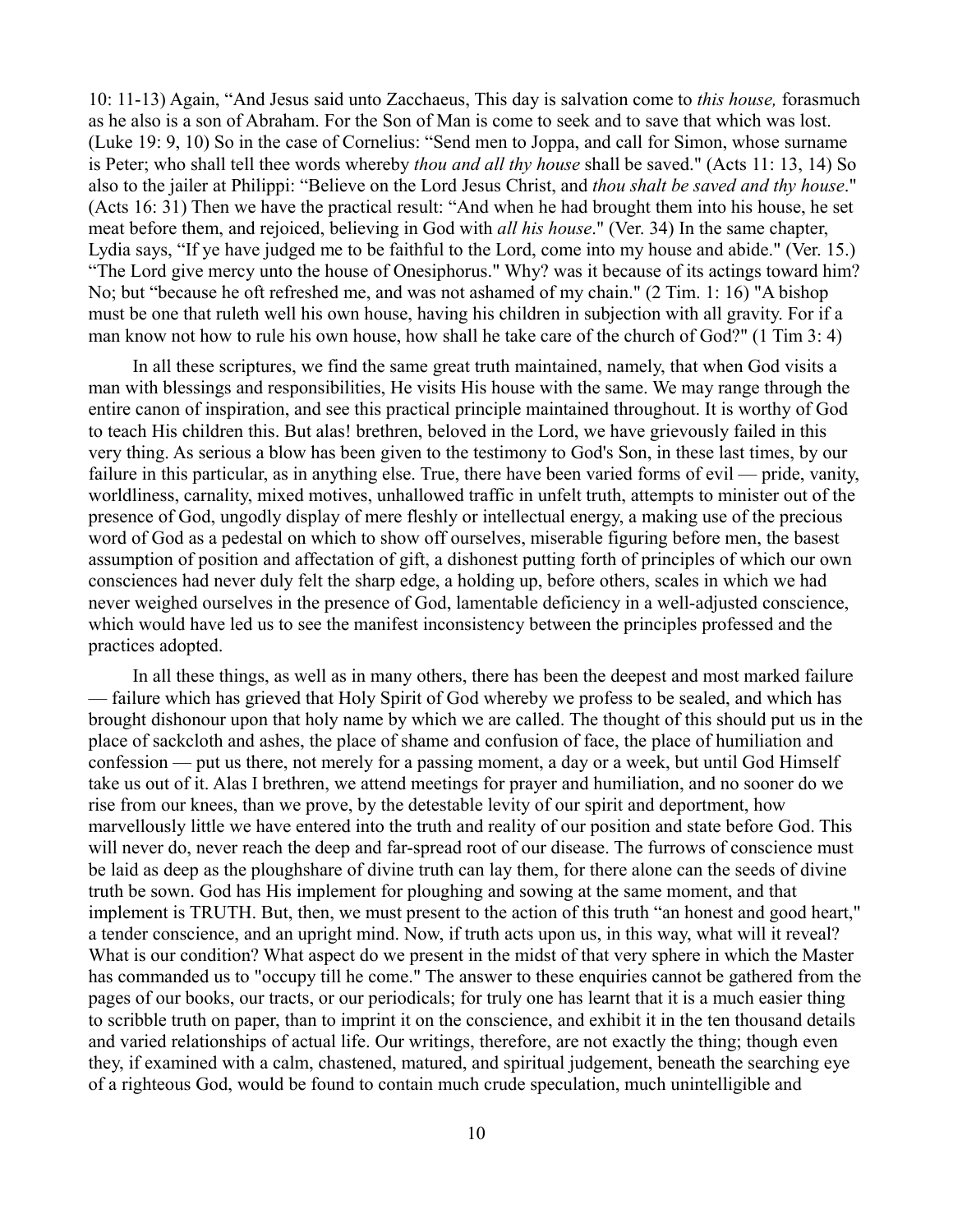10: 11-13) Again, "And Jesus said unto Zacchaeus, This day is salvation come to *this house,* forasmuch as he also is a son of Abraham. For the Son of Man is come to seek and to save that which was lost. (Luke 19: 9, 10) So in the case of Cornelius: "Send men to Joppa, and call for Simon, whose surname is Peter; who shall tell thee words whereby *thou and all thy house* shall be saved." (Acts 11: 13, 14) So also to the jailer at Philippi: "Believe on the Lord Jesus Christ, and *thou shalt be saved and thy house*." (Acts 16: 31) Then we have the practical result: "And when he had brought them into his house, he set meat before them, and rejoiced, believing in God with *all his house*." (Ver. 34) In the same chapter, Lydia says, "If ye have judged me to be faithful to the Lord, come into my house and abide." (Ver. 15.) "The Lord give mercy unto the house of Onesiphorus." Why? was it because of its actings toward him? No; but "because he oft refreshed me, and was not ashamed of my chain." (2 Tim. 1: 16) "A bishop must be one that ruleth well his own house, having his children in subjection with all gravity. For if a man know not how to rule his own house, how shall he take care of the church of God?" (1 Tim 3: 4)

In all these scriptures, we find the same great truth maintained, namely, that when God visits a man with blessings and responsibilities, He visits His house with the same. We may range through the entire canon of inspiration, and see this practical principle maintained throughout. It is worthy of God to teach His children this. But alas! brethren, beloved in the Lord, we have grievously failed in this very thing. As serious a blow has been given to the testimony to God's Son, in these last times, by our failure in this particular, as in anything else. True, there have been varied forms of evil — pride, vanity, worldliness, carnality, mixed motives, unhallowed traffic in unfelt truth, attempts to minister out of the presence of God, ungodly display of mere fleshly or intellectual energy, a making use of the precious word of God as a pedestal on which to show off ourselves, miserable figuring before men, the basest assumption of position and affectation of gift, a dishonest putting forth of principles of which our own consciences had never duly felt the sharp edge, a holding up, before others, scales in which we had never weighed ourselves in the presence of God, lamentable deficiency in a well-adjusted conscience, which would have led us to see the manifest inconsistency between the principles professed and the practices adopted.

In all these things, as well as in many others, there has been the deepest and most marked failure — failure which has grieved that Holy Spirit of God whereby we profess to be sealed, and which has brought dishonour upon that holy name by which we are called. The thought of this should put us in the place of sackcloth and ashes, the place of shame and confusion of face, the place of humiliation and confession — put us there, not merely for a passing moment, a day or a week, but until God Himself take us out of it. Alas I brethren, we attend meetings for prayer and humiliation, and no sooner do we rise from our knees, than we prove, by the detestable levity of our spirit and deportment, how marvellously little we have entered into the truth and reality of our position and state before God. This will never do, never reach the deep and far-spread root of our disease. The furrows of conscience must be laid as deep as the ploughshare of divine truth can lay them, for there alone can the seeds of divine truth be sown. God has His implement for ploughing and sowing at the same moment, and that implement is TRUTH. But, then, we must present to the action of this truth "an honest and good heart," a tender conscience, and an upright mind. Now, if truth acts upon us, in this way, what will it reveal? What is our condition? What aspect do we present in the midst of that very sphere in which the Master has commanded us to "occupy till he come." The answer to these enquiries cannot be gathered from the pages of our books, our tracts, or our periodicals; for truly one has learnt that it is a much easier thing to scribble truth on paper, than to imprint it on the conscience, and exhibit it in the ten thousand details and varied relationships of actual life. Our writings, therefore, are not exactly the thing; though even they, if examined with a calm, chastened, matured, and spiritual judgement, beneath the searching eye of a righteous God, would be found to contain much crude speculation, much unintelligible and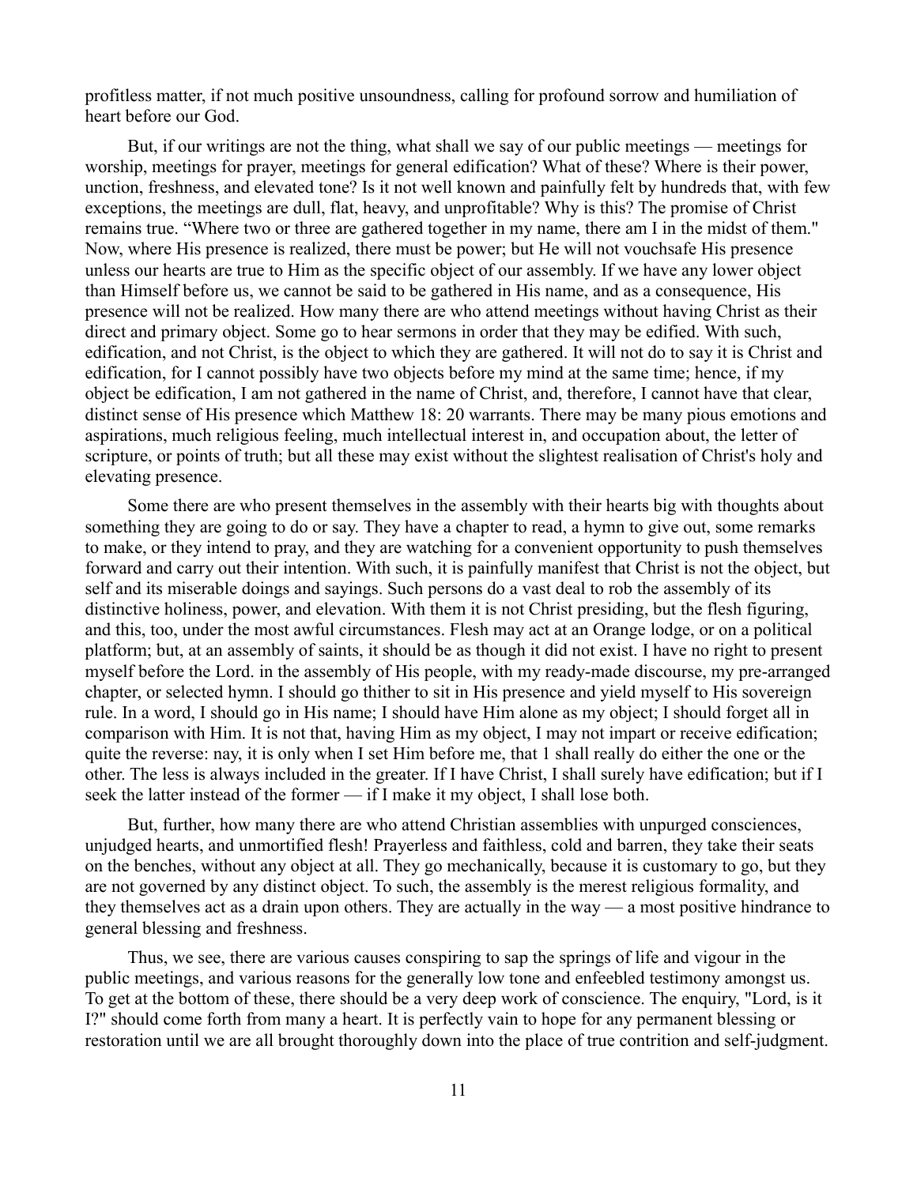profitless matter, if not much positive unsoundness, calling for profound sorrow and humiliation of heart before our God.

But, if our writings are not the thing, what shall we say of our public meetings — meetings for worship, meetings for prayer, meetings for general edification? What of these? Where is their power, unction, freshness, and elevated tone? Is it not well known and painfully felt by hundreds that, with few exceptions, the meetings are dull, flat, heavy, and unprofitable? Why is this? The promise of Christ remains true. "Where two or three are gathered together in my name, there am I in the midst of them." Now, where His presence is realized, there must be power; but He will not vouchsafe His presence unless our hearts are true to Him as the specific object of our assembly. If we have any lower object than Himself before us, we cannot be said to be gathered in His name, and as a consequence, His presence will not be realized. How many there are who attend meetings without having Christ as their direct and primary object. Some go to hear sermons in order that they may be edified. With such, edification, and not Christ, is the object to which they are gathered. It will not do to say it is Christ and edification, for I cannot possibly have two objects before my mind at the same time; hence, if my object be edification, I am not gathered in the name of Christ, and, therefore, I cannot have that clear, distinct sense of His presence which Matthew 18: 20 warrants. There may be many pious emotions and aspirations, much religious feeling, much intellectual interest in, and occupation about, the letter of scripture, or points of truth; but all these may exist without the slightest realisation of Christ's holy and elevating presence.

Some there are who present themselves in the assembly with their hearts big with thoughts about something they are going to do or say. They have a chapter to read, a hymn to give out, some remarks to make, or they intend to pray, and they are watching for a convenient opportunity to push themselves forward and carry out their intention. With such, it is painfully manifest that Christ is not the object, but self and its miserable doings and sayings. Such persons do a vast deal to rob the assembly of its distinctive holiness, power, and elevation. With them it is not Christ presiding, but the flesh figuring, and this, too, under the most awful circumstances. Flesh may act at an Orange lodge, or on a political platform; but, at an assembly of saints, it should be as though it did not exist. I have no right to present myself before the Lord. in the assembly of His people, with my ready-made discourse, my pre-arranged chapter, or selected hymn. I should go thither to sit in His presence and yield myself to His sovereign rule. In a word, I should go in His name; I should have Him alone as my object; I should forget all in comparison with Him. It is not that, having Him as my object, I may not impart or receive edification; quite the reverse: nay, it is only when I set Him before me, that 1 shall really do either the one or the other. The less is always included in the greater. If I have Christ, I shall surely have edification; but if I seek the latter instead of the former — if I make it my object, I shall lose both.

But, further, how many there are who attend Christian assemblies with unpurged consciences, unjudged hearts, and unmortified flesh! Prayerless and faithless, cold and barren, they take their seats on the benches, without any object at all. They go mechanically, because it is customary to go, but they are not governed by any distinct object. To such, the assembly is the merest religious formality, and they themselves act as a drain upon others. They are actually in the way — a most positive hindrance to general blessing and freshness.

Thus, we see, there are various causes conspiring to sap the springs of life and vigour in the public meetings, and various reasons for the generally low tone and enfeebled testimony amongst us. To get at the bottom of these, there should be a very deep work of conscience. The enquiry, "Lord, is it I?" should come forth from many a heart. It is perfectly vain to hope for any permanent blessing or restoration until we are all brought thoroughly down into the place of true contrition and self-judgment.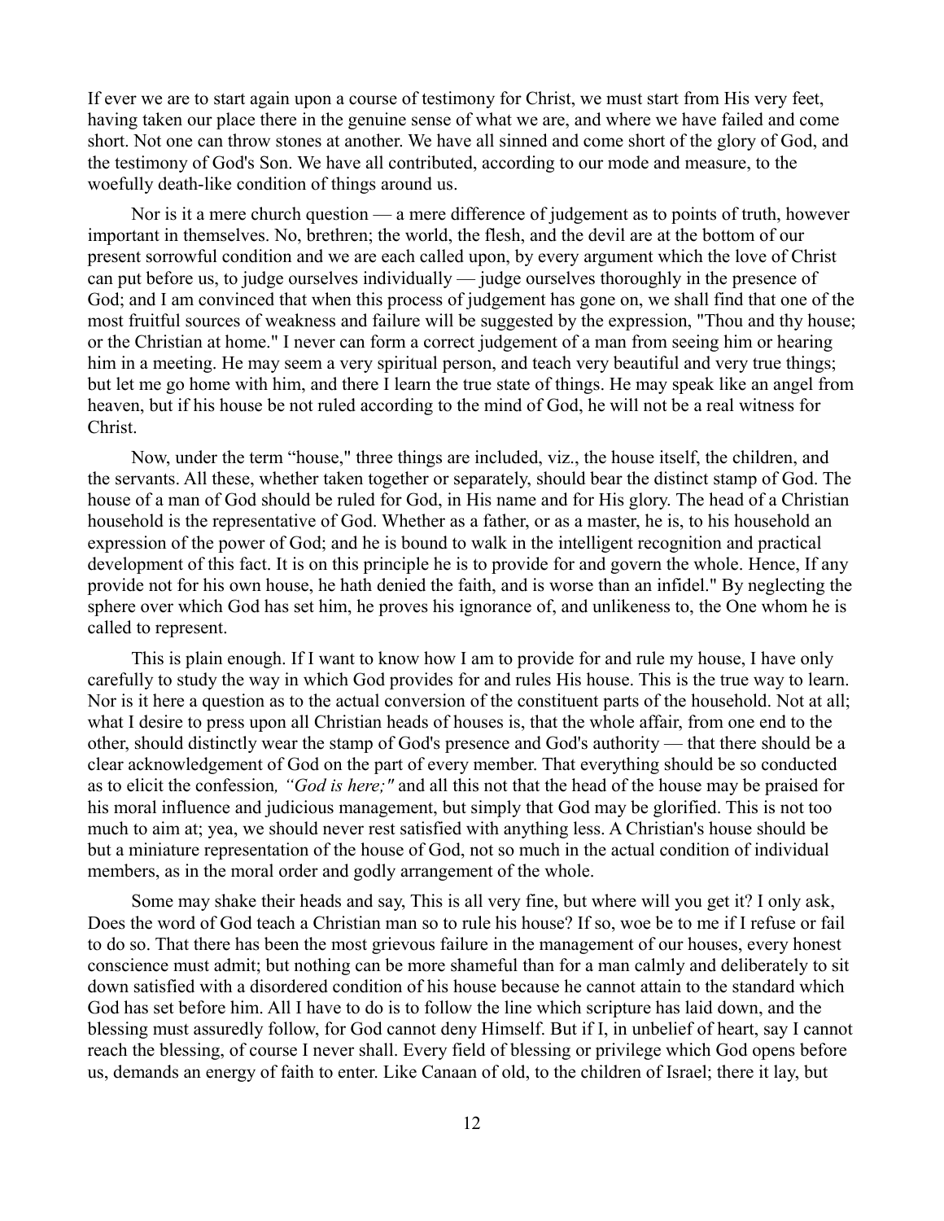If ever we are to start again upon a course of testimony for Christ, we must start from His very feet, having taken our place there in the genuine sense of what we are, and where we have failed and come short. Not one can throw stones at another. We have all sinned and come short of the glory of God, and the testimony of God's Son. We have all contributed, according to our mode and measure, to the woefully death-like condition of things around us.

Nor is it a mere church question — a mere difference of judgement as to points of truth, however important in themselves. No, brethren; the world, the flesh, and the devil are at the bottom of our present sorrowful condition and we are each called upon, by every argument which the love of Christ can put before us, to judge ourselves individually — judge ourselves thoroughly in the presence of God; and I am convinced that when this process of judgement has gone on, we shall find that one of the most fruitful sources of weakness and failure will be suggested by the expression, "Thou and thy house; or the Christian at home." I never can form a correct judgement of a man from seeing him or hearing him in a meeting. He may seem a very spiritual person, and teach very beautiful and very true things; but let me go home with him, and there I learn the true state of things. He may speak like an angel from heaven, but if his house be not ruled according to the mind of God, he will not be a real witness for Christ.

Now, under the term "house," three things are included, viz., the house itself, the children, and the servants. All these, whether taken together or separately, should bear the distinct stamp of God. The house of a man of God should be ruled for God, in His name and for His glory. The head of a Christian household is the representative of God. Whether as a father, or as a master, he is, to his household an expression of the power of God; and he is bound to walk in the intelligent recognition and practical development of this fact. It is on this principle he is to provide for and govern the whole. Hence, If any provide not for his own house, he hath denied the faith, and is worse than an infidel." By neglecting the sphere over which God has set him, he proves his ignorance of, and unlikeness to, the One whom he is called to represent.

This is plain enough. If I want to know how I am to provide for and rule my house, I have only carefully to study the way in which God provides for and rules His house. This is the true way to learn. Nor is it here a question as to the actual conversion of the constituent parts of the household. Not at all; what I desire to press upon all Christian heads of houses is, that the whole affair, from one end to the other, should distinctly wear the stamp of God's presence and God's authority — that there should be a clear acknowledgement of God on the part of every member. That everything should be so conducted as to elicit the confession*, "God is here;"* and all this not that the head of the house may be praised for his moral influence and judicious management, but simply that God may be glorified. This is not too much to aim at; yea, we should never rest satisfied with anything less. A Christian's house should be but a miniature representation of the house of God, not so much in the actual condition of individual members, as in the moral order and godly arrangement of the whole.

Some may shake their heads and say, This is all very fine, but where will you get it? I only ask, Does the word of God teach a Christian man so to rule his house? If so, woe be to me if I refuse or fail to do so. That there has been the most grievous failure in the management of our houses, every honest conscience must admit; but nothing can be more shameful than for a man calmly and deliberately to sit down satisfied with a disordered condition of his house because he cannot attain to the standard which God has set before him. All I have to do is to follow the line which scripture has laid down, and the blessing must assuredly follow, for God cannot deny Himself. But if I, in unbelief of heart, say I cannot reach the blessing, of course I never shall. Every field of blessing or privilege which God opens before us, demands an energy of faith to enter. Like Canaan of old, to the children of Israel; there it lay, but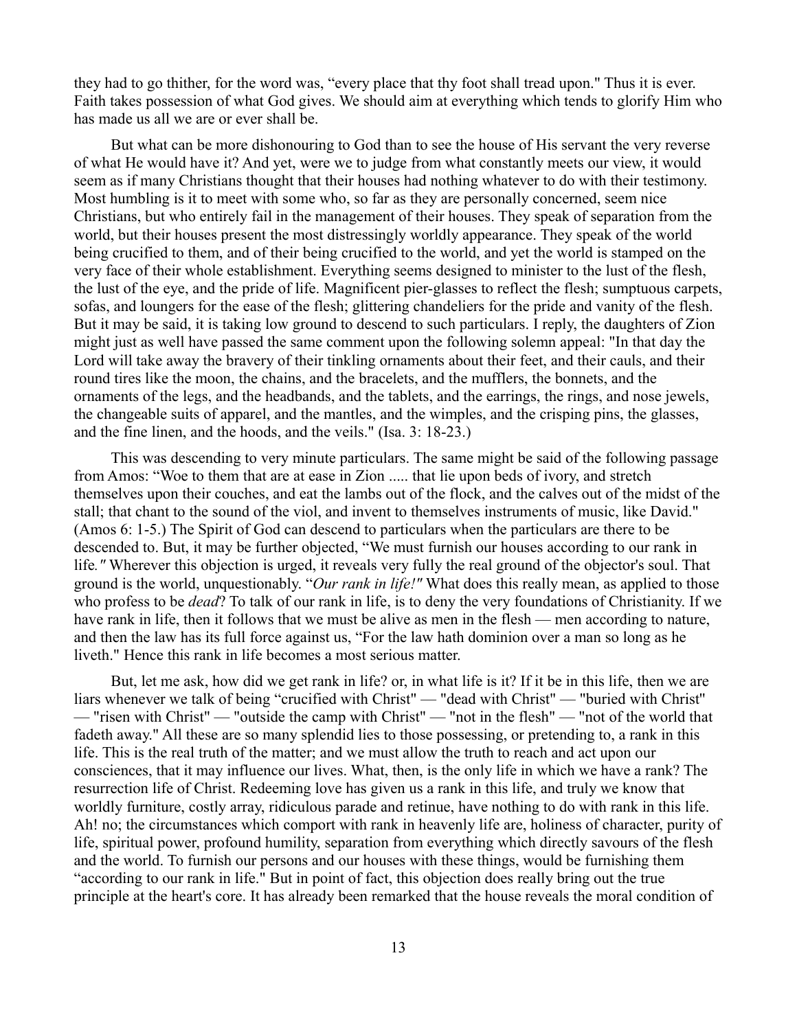they had to go thither, for the word was, "every place that thy foot shall tread upon." Thus it is ever. Faith takes possession of what God gives. We should aim at everything which tends to glorify Him who has made us all we are or ever shall be.

But what can be more dishonouring to God than to see the house of His servant the very reverse of what He would have it? And yet, were we to judge from what constantly meets our view, it would seem as if many Christians thought that their houses had nothing whatever to do with their testimony. Most humbling is it to meet with some who, so far as they are personally concerned, seem nice Christians, but who entirely fail in the management of their houses. They speak of separation from the world, but their houses present the most distressingly worldly appearance. They speak of the world being crucified to them, and of their being crucified to the world, and yet the world is stamped on the very face of their whole establishment. Everything seems designed to minister to the lust of the flesh, the lust of the eye, and the pride of life. Magnificent pier-glasses to reflect the flesh; sumptuous carpets, sofas, and loungers for the ease of the flesh; glittering chandeliers for the pride and vanity of the flesh. But it may be said, it is taking low ground to descend to such particulars. I reply, the daughters of Zion might just as well have passed the same comment upon the following solemn appeal: "In that day the Lord will take away the bravery of their tinkling ornaments about their feet, and their cauls, and their round tires like the moon, the chains, and the bracelets, and the mufflers, the bonnets, and the ornaments of the legs, and the headbands, and the tablets, and the earrings, the rings, and nose jewels, the changeable suits of apparel, and the mantles, and the wimples, and the crisping pins, the glasses, and the fine linen, and the hoods, and the veils." (Isa. 3: 18-23.)

This was descending to very minute particulars. The same might be said of the following passage from Amos: "Woe to them that are at ease in Zion ..... that lie upon beds of ivory, and stretch themselves upon their couches, and eat the lambs out of the flock, and the calves out of the midst of the stall; that chant to the sound of the viol, and invent to themselves instruments of music, like David." (Amos 6: 1-5.) The Spirit of God can descend to particulars when the particulars are there to be descended to. But, it may be further objected, "We must furnish our houses according to our rank in life." Wherever this objection is urged, it reveals very fully the real ground of the objector's soul. That ground is the world, unquestionably. "*Our rank in life!"* What does this really mean, as applied to those who profess to be *dead*? To talk of our rank in life, is to deny the very foundations of Christianity. If we have rank in life, then it follows that we must be alive as men in the flesh — men according to nature, and then the law has its full force against us, "For the law hath dominion over a man so long as he liveth." Hence this rank in life becomes a most serious matter.

But, let me ask, how did we get rank in life? or, in what life is it? If it be in this life, then we are liars whenever we talk of being "crucified with Christ" — "dead with Christ" — "buried with Christ" — "risen with Christ" — "outside the camp with Christ" — "not in the flesh" — "not of the world that fadeth away." All these are so many splendid lies to those possessing, or pretending to, a rank in this life. This is the real truth of the matter; and we must allow the truth to reach and act upon our consciences, that it may influence our lives. What, then, is the only life in which we have a rank? The resurrection life of Christ. Redeeming love has given us a rank in this life, and truly we know that worldly furniture, costly array, ridiculous parade and retinue, have nothing to do with rank in this life. Ah! no; the circumstances which comport with rank in heavenly life are, holiness of character, purity of life, spiritual power, profound humility, separation from everything which directly savours of the flesh and the world. To furnish our persons and our houses with these things, would be furnishing them "according to our rank in life." But in point of fact, this objection does really bring out the true principle at the heart's core. It has already been remarked that the house reveals the moral condition of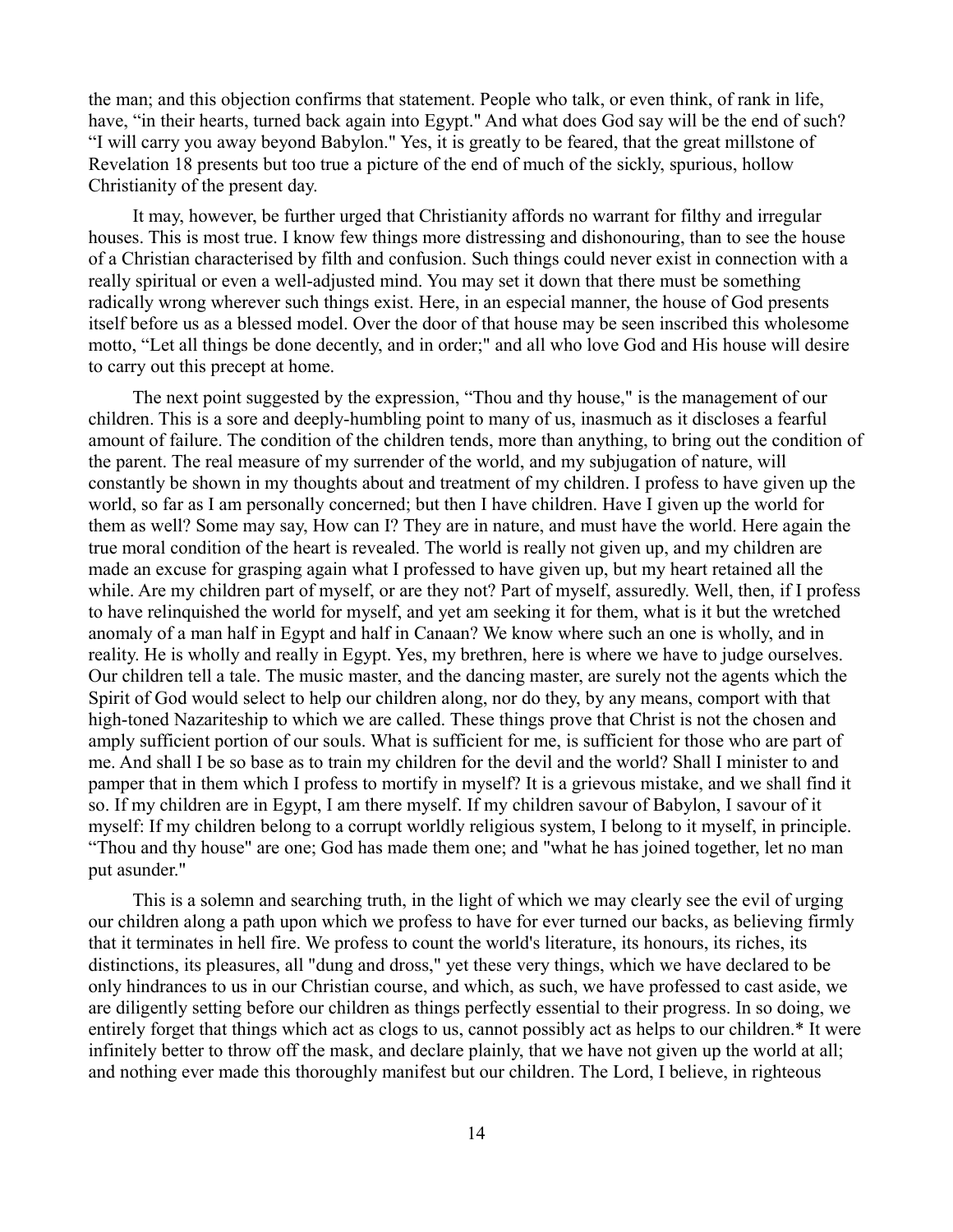the man; and this objection confirms that statement. People who talk, or even think, of rank in life, have, "in their hearts, turned back again into Egypt." And what does God say will be the end of such? "I will carry you away beyond Babylon." Yes, it is greatly to be feared, that the great millstone of Revelation 18 presents but too true a picture of the end of much of the sickly, spurious, hollow Christianity of the present day.

It may, however, be further urged that Christianity affords no warrant for filthy and irregular houses. This is most true. I know few things more distressing and dishonouring, than to see the house of a Christian characterised by filth and confusion. Such things could never exist in connection with a really spiritual or even a well-adjusted mind. You may set it down that there must be something radically wrong wherever such things exist. Here, in an especial manner, the house of God presents itself before us as a blessed model. Over the door of that house may be seen inscribed this wholesome motto, "Let all things be done decently, and in order;" and all who love God and His house will desire to carry out this precept at home.

The next point suggested by the expression, "Thou and thy house," is the management of our children. This is a sore and deeply-humbling point to many of us, inasmuch as it discloses a fearful amount of failure. The condition of the children tends, more than anything, to bring out the condition of the parent. The real measure of my surrender of the world, and my subjugation of nature, will constantly be shown in my thoughts about and treatment of my children. I profess to have given up the world, so far as I am personally concerned; but then I have children. Have I given up the world for them as well? Some may say, How can I? They are in nature, and must have the world. Here again the true moral condition of the heart is revealed. The world is really not given up, and my children are made an excuse for grasping again what I professed to have given up, but my heart retained all the while. Are my children part of myself, or are they not? Part of myself, assuredly. Well, then, if I profess to have relinquished the world for myself, and yet am seeking it for them, what is it but the wretched anomaly of a man half in Egypt and half in Canaan? We know where such an one is wholly, and in reality. He is wholly and really in Egypt. Yes, my brethren, here is where we have to judge ourselves. Our children tell a tale. The music master, and the dancing master, are surely not the agents which the Spirit of God would select to help our children along, nor do they, by any means, comport with that high-toned Nazariteship to which we are called. These things prove that Christ is not the chosen and amply sufficient portion of our souls. What is sufficient for me, is sufficient for those who are part of me. And shall I be so base as to train my children for the devil and the world? Shall I minister to and pamper that in them which I profess to mortify in myself? It is a grievous mistake, and we shall find it so. If my children are in Egypt, I am there myself. If my children savour of Babylon, I savour of it myself: If my children belong to a corrupt worldly religious system, I belong to it myself, in principle. "Thou and thy house" are one; God has made them one; and "what he has joined together, let no man put asunder."

This is a solemn and searching truth, in the light of which we may clearly see the evil of urging our children along a path upon which we profess to have for ever turned our backs, as believing firmly that it terminates in hell fire. We profess to count the world's literature, its honours, its riches, its distinctions, its pleasures, all "dung and dross," yet these very things, which we have declared to be only hindrances to us in our Christian course, and which, as such, we have professed to cast aside, we are diligently setting before our children as things perfectly essential to their progress. In so doing, we entirely forget that things which act as clogs to us, cannot possibly act as helps to our children.* It were infinitely better to throw off the mask, and declare plainly, that we have not given up the world at all; and nothing ever made this thoroughly manifest but our children. The Lord, I believe, in righteous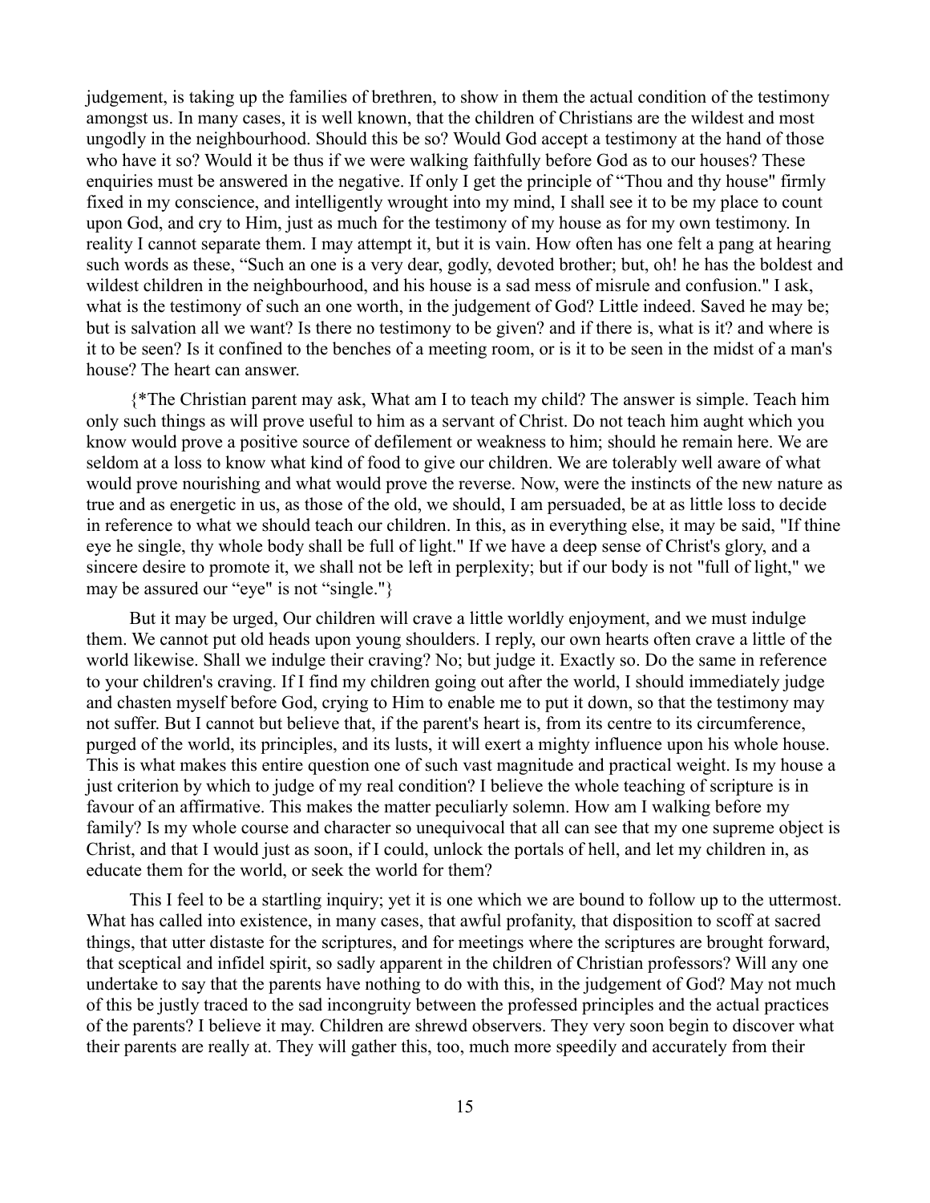judgement, is taking up the families of brethren, to show in them the actual condition of the testimony amongst us. In many cases, it is well known, that the children of Christians are the wildest and most ungodly in the neighbourhood. Should this be so? Would God accept a testimony at the hand of those who have it so? Would it be thus if we were walking faithfully before God as to our houses? These enquiries must be answered in the negative. If only I get the principle of "Thou and thy house" firmly fixed in my conscience, and intelligently wrought into my mind, I shall see it to be my place to count upon God, and cry to Him, just as much for the testimony of my house as for my own testimony. In reality I cannot separate them. I may attempt it, but it is vain. How often has one felt a pang at hearing such words as these, "Such an one is a very dear, godly, devoted brother; but, oh! he has the boldest and wildest children in the neighbourhood, and his house is a sad mess of misrule and confusion." I ask, what is the testimony of such an one worth, in the judgement of God? Little indeed. Saved he may be; but is salvation all we want? Is there no testimony to be given? and if there is, what is it? and where is it to be seen? Is it confined to the benches of a meeting room, or is it to be seen in the midst of a man's house? The heart can answer.

{*The Christian parent may ask, What am I to teach my child? The answer is simple. Teach him only such things as will prove useful to him as a servant of Christ. Do not teach him aught which you know would prove a positive source of defilement or weakness to him; should he remain here. We are seldom at a loss to know what kind of food to give our children. We are tolerably well aware of what would prove nourishing and what would prove the reverse. Now, were the instincts of the new nature as true and as energetic in us, as those of the old, we should, I am persuaded, be at as little loss to decide in reference to what we should teach our children. In this, as in everything else, it may be said, "If thine eye he single, thy whole body shall be full of light." If we have a deep sense of Christ's glory, and a sincere desire to promote it, we shall not be left in perplexity; but if our body is not "full of light," we may be assured our "eye" is not "single."}

But it may be urged, Our children will crave a little worldly enjoyment, and we must indulge them. We cannot put old heads upon young shoulders. I reply, our own hearts often crave a little of the world likewise. Shall we indulge their craving? No; but judge it. Exactly so. Do the same in reference to your children's craving. If I find my children going out after the world, I should immediately judge and chasten myself before God, crying to Him to enable me to put it down, so that the testimony may not suffer. But I cannot but believe that, if the parent's heart is, from its centre to its circumference, purged of the world, its principles, and its lusts, it will exert a mighty influence upon his whole house. This is what makes this entire question one of such vast magnitude and practical weight. Is my house a just criterion by which to judge of my real condition? I believe the whole teaching of scripture is in favour of an affirmative. This makes the matter peculiarly solemn. How am I walking before my family? Is my whole course and character so unequivocal that all can see that my one supreme object is Christ, and that I would just as soon, if I could, unlock the portals of hell, and let my children in, as educate them for the world, or seek the world for them?

This I feel to be a startling inquiry; yet it is one which we are bound to follow up to the uttermost. What has called into existence, in many cases, that awful profanity, that disposition to scoff at sacred things, that utter distaste for the scriptures, and for meetings where the scriptures are brought forward, that sceptical and infidel spirit, so sadly apparent in the children of Christian professors? Will any one undertake to say that the parents have nothing to do with this, in the judgement of God? May not much of this be justly traced to the sad incongruity between the professed principles and the actual practices of the parents? I believe it may. Children are shrewd observers. They very soon begin to discover what their parents are really at. They will gather this, too, much more speedily and accurately from their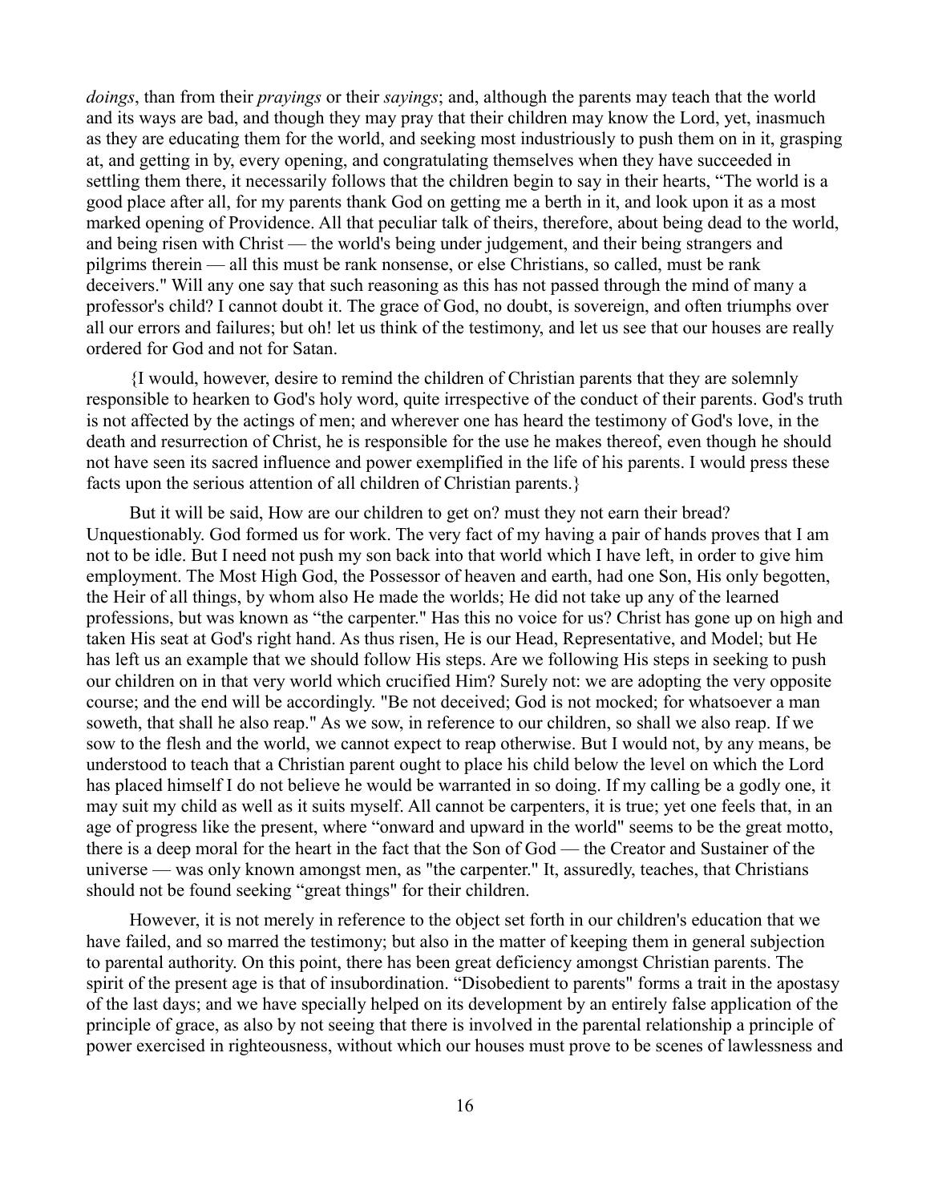*doings*, than from their *prayings* or their *sayings*; and, although the parents may teach that the world and its ways are bad, and though they may pray that their children may know the Lord, yet, inasmuch as they are educating them for the world, and seeking most industriously to push them on in it, grasping at, and getting in by, every opening, and congratulating themselves when they have succeeded in settling them there, it necessarily follows that the children begin to say in their hearts, "The world is a good place after all, for my parents thank God on getting me a berth in it, and look upon it as a most marked opening of Providence. All that peculiar talk of theirs, therefore, about being dead to the world, and being risen with Christ — the world's being under judgement, and their being strangers and pilgrims therein — all this must be rank nonsense, or else Christians, so called, must be rank deceivers." Will any one say that such reasoning as this has not passed through the mind of many a professor's child? I cannot doubt it. The grace of God, no doubt, is sovereign, and often triumphs over all our errors and failures; but oh! let us think of the testimony, and let us see that our houses are really ordered for God and not for Satan.

{I would, however, desire to remind the children of Christian parents that they are solemnly responsible to hearken to God's holy word, quite irrespective of the conduct of their parents. God's truth is not affected by the actings of men; and wherever one has heard the testimony of God's love, in the death and resurrection of Christ, he is responsible for the use he makes thereof, even though he should not have seen its sacred influence and power exemplified in the life of his parents. I would press these facts upon the serious attention of all children of Christian parents.}

But it will be said, How are our children to get on? must they not earn their bread? Unquestionably. God formed us for work. The very fact of my having a pair of hands proves that I am not to be idle. But I need not push my son back into that world which I have left, in order to give him employment. The Most High God, the Possessor of heaven and earth, had one Son, His only begotten, the Heir of all things, by whom also He made the worlds; He did not take up any of the learned professions, but was known as "the carpenter." Has this no voice for us? Christ has gone up on high and taken His seat at God's right hand. As thus risen, He is our Head, Representative, and Model; but He has left us an example that we should follow His steps. Are we following His steps in seeking to push our children on in that very world which crucified Him? Surely not: we are adopting the very opposite course; and the end will be accordingly. "Be not deceived; God is not mocked; for whatsoever a man soweth, that shall he also reap." As we sow, in reference to our children, so shall we also reap. If we sow to the flesh and the world, we cannot expect to reap otherwise. But I would not, by any means, be understood to teach that a Christian parent ought to place his child below the level on which the Lord has placed himself I do not believe he would be warranted in so doing. If my calling be a godly one, it may suit my child as well as it suits myself. All cannot be carpenters, it is true; yet one feels that, in an age of progress like the present, where "onward and upward in the world" seems to be the great motto, there is a deep moral for the heart in the fact that the Son of God — the Creator and Sustainer of the universe — was only known amongst men, as "the carpenter." It, assuredly, teaches, that Christians should not be found seeking "great things" for their children.

However, it is not merely in reference to the object set forth in our children's education that we have failed, and so marred the testimony; but also in the matter of keeping them in general subjection to parental authority. On this point, there has been great deficiency amongst Christian parents. The spirit of the present age is that of insubordination. "Disobedient to parents" forms a trait in the apostasy of the last days; and we have specially helped on its development by an entirely false application of the principle of grace, as also by not seeing that there is involved in the parental relationship a principle of power exercised in righteousness, without which our houses must prove to be scenes of lawlessness and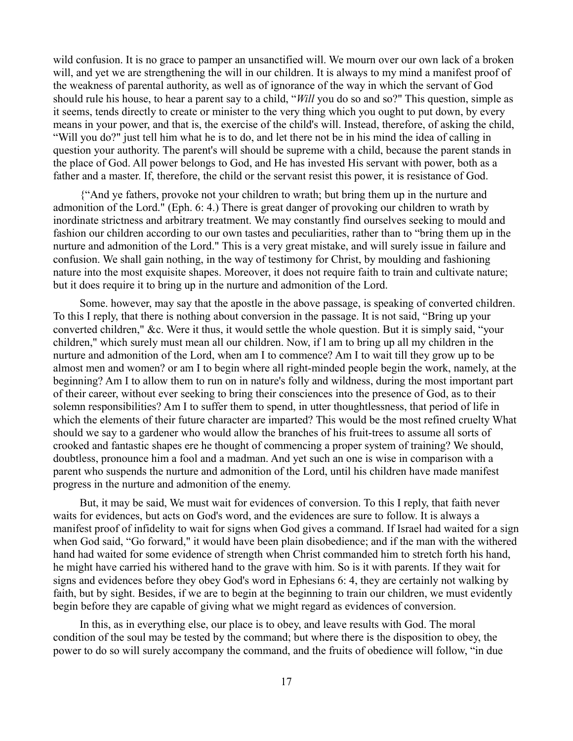wild confusion. It is no grace to pamper an unsanctified will. We mourn over our own lack of a broken will, and yet we are strengthening the will in our children. It is always to my mind a manifest proof of the weakness of parental authority, as well as of ignorance of the way in which the servant of God should rule his house, to hear a parent say to a child, "*Will* you do so and so?" This question, simple as it seems, tends directly to create or minister to the very thing which you ought to put down, by every means in your power, and that is, the exercise of the child's will. Instead, therefore, of asking the child, "Will you do?" just tell him what he is to do, and let there not be in his mind the idea of calling in question your authority. The parent's will should be supreme with a child, because the parent stands in the place of God. All power belongs to God, and He has invested His servant with power, both as a father and a master. If, therefore, the child or the servant resist this power, it is resistance of God.

{"And ye fathers, provoke not your children to wrath; but bring them up in the nurture and admonition of the Lord." (Eph. 6: 4.) There is great danger of provoking our children to wrath by inordinate strictness and arbitrary treatment. We may constantly find ourselves seeking to mould and fashion our children according to our own tastes and peculiarities, rather than to "bring them up in the nurture and admonition of the Lord." This is a very great mistake, and will surely issue in failure and confusion. We shall gain nothing, in the way of testimony for Christ, by moulding and fashioning nature into the most exquisite shapes. Moreover, it does not require faith to train and cultivate nature; but it does require it to bring up in the nurture and admonition of the Lord.

Some. however, may say that the apostle in the above passage, is speaking of converted children. To this I reply, that there is nothing about conversion in the passage. It is not said, "Bring up your converted children," &c. Were it thus, it would settle the whole question. But it is simply said, "your children," which surely must mean all our children. Now, if I am to bring up all my children in the nurture and admonition of the Lord, when am I to commence? Am I to wait till they grow up to be almost men and women? or am I to begin where all right-minded people begin the work, namely, at the beginning? Am I to allow them to run on in nature's folly and wildness, during the most important part of their career, without ever seeking to bring their consciences into the presence of God, as to their solemn responsibilities? Am I to suffer them to spend, in utter thoughtlessness, that period of life in which the elements of their future character are imparted? This would be the most refined cruelty What should we say to a gardener who would allow the branches of his fruit-trees to assume all sorts of crooked and fantastic shapes ere he thought of commencing a proper system of training? We should, doubtless, pronounce him a fool and a madman. And yet such an one is wise in comparison with a parent who suspends the nurture and admonition of the Lord, until his children have made manifest progress in the nurture and admonition of the enemy.

But, it may be said, We must wait for evidences of conversion. To this I reply, that faith never waits for evidences, but acts on God's word, and the evidences are sure to follow. It is always a manifest proof of infidelity to wait for signs when God gives a command. If Israel had waited for a sign when God said, "Go forward," it would have been plain disobedience; and if the man with the withered hand had waited for some evidence of strength when Christ commanded him to stretch forth his hand, he might have carried his withered hand to the grave with him. So is it with parents. If they wait for signs and evidences before they obey God's word in Ephesians 6: 4, they are certainly not walking by faith, but by sight. Besides, if we are to begin at the beginning to train our children, we must evidently begin before they are capable of giving what we might regard as evidences of conversion.

In this, as in everything else, our place is to obey, and leave results with God. The moral condition of the soul may be tested by the command; but where there is the disposition to obey, the power to do so will surely accompany the command, and the fruits of obedience will follow, "in due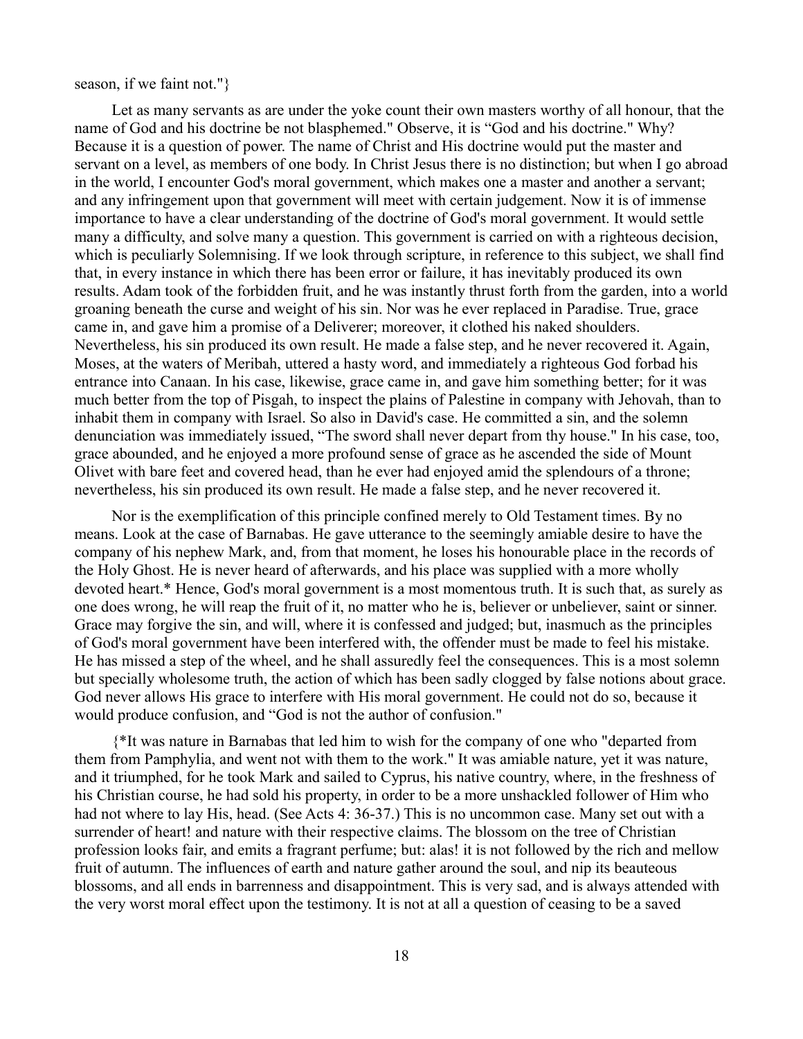season, if we faint not."}

Let as many servants as are under the yoke count their own masters worthy of all honour, that the name of God and his doctrine be not blasphemed." Observe, it is "God and his doctrine." Why? Because it is a question of power. The name of Christ and His doctrine would put the master and servant on a level, as members of one body. In Christ Jesus there is no distinction; but when I go abroad in the world, I encounter God's moral government, which makes one a master and another a servant; and any infringement upon that government will meet with certain judgement. Now it is of immense importance to have a clear understanding of the doctrine of God's moral government. It would settle many a difficulty, and solve many a question. This government is carried on with a righteous decision, which is peculiarly Solemnising. If we look through scripture, in reference to this subject, we shall find that, in every instance in which there has been error or failure, it has inevitably produced its own results. Adam took of the forbidden fruit, and he was instantly thrust forth from the garden, into a world groaning beneath the curse and weight of his sin. Nor was he ever replaced in Paradise. True, grace came in, and gave him a promise of a Deliverer; moreover, it clothed his naked shoulders. Nevertheless, his sin produced its own result. He made a false step, and he never recovered it. Again, Moses, at the waters of Meribah, uttered a hasty word, and immediately a righteous God forbad his entrance into Canaan. In his case, likewise, grace came in, and gave him something better; for it was much better from the top of Pisgah, to inspect the plains of Palestine in company with Jehovah, than to inhabit them in company with Israel. So also in David's case. He committed a sin, and the solemn denunciation was immediately issued, "The sword shall never depart from thy house." In his case, too, grace abounded, and he enjoyed a more profound sense of grace as he ascended the side of Mount Olivet with bare feet and covered head, than he ever had enjoyed amid the splendours of a throne; nevertheless, his sin produced its own result. He made a false step, and he never recovered it.

Nor is the exemplification of this principle confined merely to Old Testament times. By no means. Look at the case of Barnabas. He gave utterance to the seemingly amiable desire to have the company of his nephew Mark, and, from that moment, he loses his honourable place in the records of the Holy Ghost. He is never heard of afterwards, and his place was supplied with a more wholly devoted heart.* Hence, God's moral government is a most momentous truth. It is such that, as surely as one does wrong, he will reap the fruit of it, no matter who he is, believer or unbeliever, saint or sinner. Grace may forgive the sin, and will, where it is confessed and judged; but, inasmuch as the principles of God's moral government have been interfered with, the offender must be made to feel his mistake. He has missed a step of the wheel, and he shall assuredly feel the consequences. This is a most solemn but specially wholesome truth, the action of which has been sadly clogged by false notions about grace. God never allows His grace to interfere with His moral government. He could not do so, because it would produce confusion, and "God is not the author of confusion."

{*It was nature in Barnabas that led him to wish for the company of one who "departed from them from Pamphylia, and went not with them to the work." It was amiable nature, yet it was nature, and it triumphed, for he took Mark and sailed to Cyprus, his native country, where, in the freshness of his Christian course, he had sold his property, in order to be a more unshackled follower of Him who had not where to lay His, head. (See Acts 4: 36-37.) This is no uncommon case. Many set out with a surrender of heart! and nature with their respective claims. The blossom on the tree of Christian profession looks fair, and emits a fragrant perfume; but: alas! it is not followed by the rich and mellow fruit of autumn. The influences of earth and nature gather around the soul, and nip its beauteous blossoms, and all ends in barrenness and disappointment. This is very sad, and is always attended with the very worst moral effect upon the testimony. It is not at all a question of ceasing to be a saved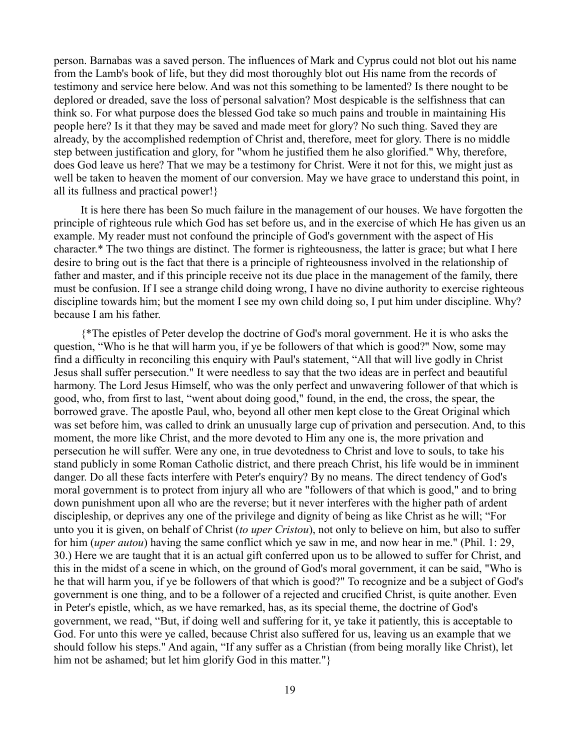person. Barnabas was a saved person. The influences of Mark and Cyprus could not blot out his name from the Lamb's book of life, but they did most thoroughly blot out His name from the records of testimony and service here below. And was not this something to be lamented? Is there nought to be deplored or dreaded, save the loss of personal salvation? Most despicable is the selfishness that can think so. For what purpose does the blessed God take so much pains and trouble in maintaining His people here? Is it that they may be saved and made meet for glory? No such thing. Saved they are already, by the accomplished redemption of Christ and, therefore, meet for glory. There is no middle step between justification and glory, for "whom he justified them he also glorified." Why, therefore, does God leave us here? That we may be a testimony for Christ. Were it not for this, we might just as well be taken to heaven the moment of our conversion. May we have grace to understand this point, in all its fullness and practical power!}

It is here there has been So much failure in the management of our houses. We have forgotten the principle of righteous rule which God has set before us, and in the exercise of which He has given us an example. My reader must not confound the principle of God's government with the aspect of His character.* The two things are distinct. The former is righteousness, the latter is grace; but what I here desire to bring out is the fact that there is a principle of righteousness involved in the relationship of father and master, and if this principle receive not its due place in the management of the family, there must be confusion. If I see a strange child doing wrong, I have no divine authority to exercise righteous discipline towards him; but the moment I see my own child doing so, I put him under discipline. Why? because I am his father.

{*The epistles of Peter develop the doctrine of God's moral government. He it is who asks the question, "Who is he that will harm you, if ye be followers of that which is good?" Now, some may find a difficulty in reconciling this enquiry with Paul's statement, "All that will live godly in Christ Jesus shall suffer persecution." It were needless to say that the two ideas are in perfect and beautiful harmony. The Lord Jesus Himself, who was the only perfect and unwavering follower of that which is good, who, from first to last, "went about doing good," found, in the end, the cross, the spear, the borrowed grave. The apostle Paul, who, beyond all other men kept close to the Great Original which was set before him, was called to drink an unusually large cup of privation and persecution. And, to this moment, the more like Christ, and the more devoted to Him any one is, the more privation and persecution he will suffer. Were any one, in true devotedness to Christ and love to souls, to take his stand publicly in some Roman Catholic district, and there preach Christ, his life would be in imminent danger. Do all these facts interfere with Peter's enquiry? By no means. The direct tendency of God's moral government is to protect from injury all who are "followers of that which is good," and to bring down punishment upon all who are the reverse; but it never interferes with the higher path of ardent discipleship, or deprives any one of the privilege and dignity of being as like Christ as he will; "For unto you it is given, on behalf of Christ (*to uper Cristou*), not only to believe on him, but also to suffer for him (*uper autou*) having the same conflict which ye saw in me, and now hear in me." (Phil. 1: 29, 30.) Here we are taught that it is an actual gift conferred upon us to be allowed to suffer for Christ, and this in the midst of a scene in which, on the ground of God's moral government, it can be said, "Who is he that will harm you, if ye be followers of that which is good?" To recognize and be a subject of God's government is one thing, and to be a follower of a rejected and crucified Christ, is quite another. Even in Peter's epistle, which, as we have remarked, has, as its special theme, the doctrine of God's government, we read, "But, if doing well and suffering for it, ye take it patiently, this is acceptable to God. For unto this were ye called, because Christ also suffered for us, leaving us an example that we should follow his steps." And again, "If any suffer as a Christian (from being morally like Christ), let him not be ashamed; but let him glorify God in this matter."}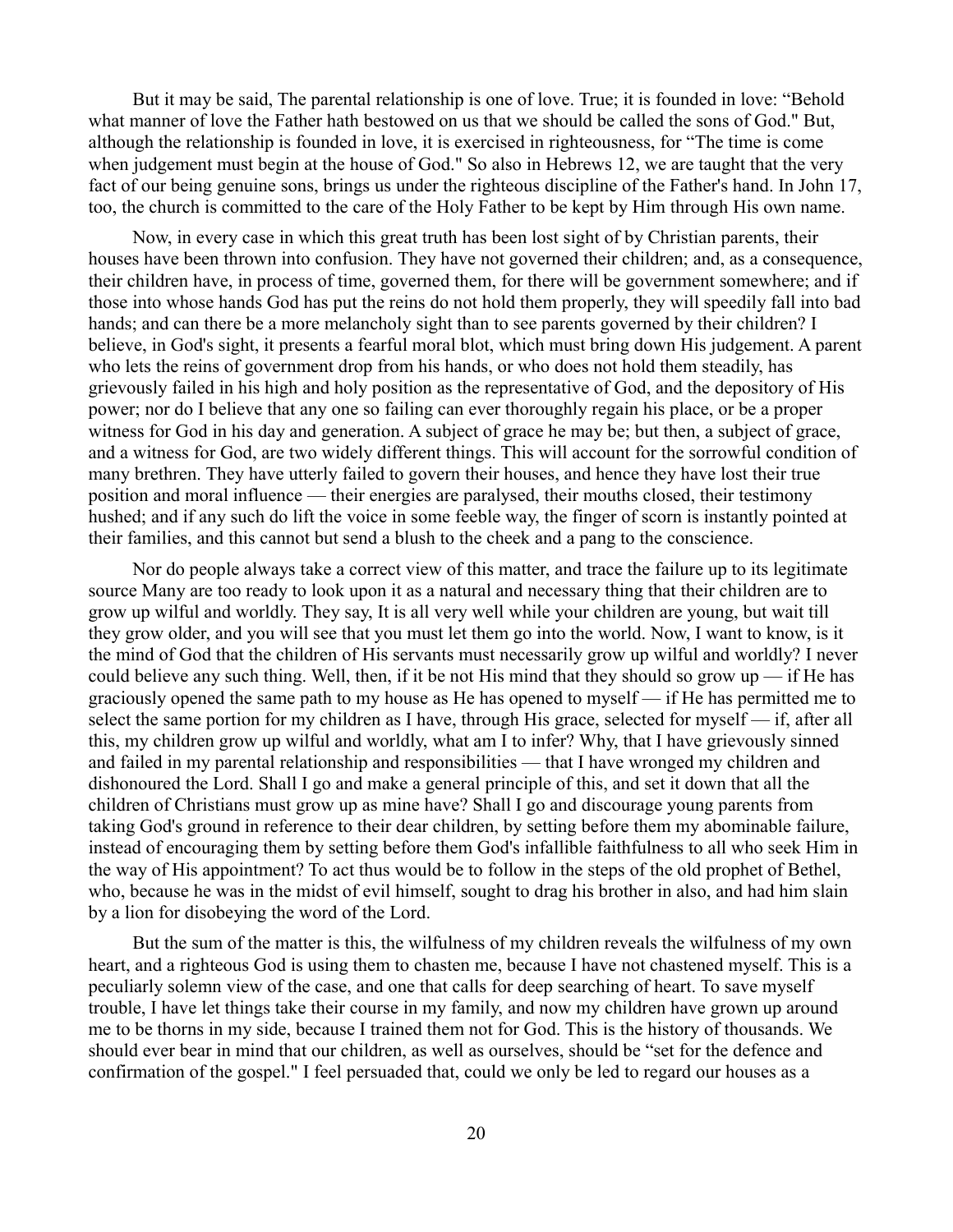But it may be said, The parental relationship is one of love. True; it is founded in love: "Behold what manner of love the Father hath bestowed on us that we should be called the sons of God." But, although the relationship is founded in love, it is exercised in righteousness, for "The time is come when judgement must begin at the house of God." So also in Hebrews 12, we are taught that the very fact of our being genuine sons, brings us under the righteous discipline of the Father's hand. In John 17, too, the church is committed to the care of the Holy Father to be kept by Him through His own name.

Now, in every case in which this great truth has been lost sight of by Christian parents, their houses have been thrown into confusion. They have not governed their children; and, as a consequence, their children have, in process of time, governed them, for there will be government somewhere; and if those into whose hands God has put the reins do not hold them properly, they will speedily fall into bad hands; and can there be a more melancholy sight than to see parents governed by their children? I believe, in God's sight, it presents a fearful moral blot, which must bring down His judgement. A parent who lets the reins of government drop from his hands, or who does not hold them steadily, has grievously failed in his high and holy position as the representative of God, and the depository of His power; nor do I believe that any one so failing can ever thoroughly regain his place, or be a proper witness for God in his day and generation. A subject of grace he may be; but then, a subject of grace, and a witness for God, are two widely different things. This will account for the sorrowful condition of many brethren. They have utterly failed to govern their houses, and hence they have lost their true position and moral influence — their energies are paralysed, their mouths closed, their testimony hushed; and if any such do lift the voice in some feeble way, the finger of scorn is instantly pointed at their families, and this cannot but send a blush to the cheek and a pang to the conscience.

Nor do people always take a correct view of this matter, and trace the failure up to its legitimate source Many are too ready to look upon it as a natural and necessary thing that their children are to grow up wilful and worldly. They say, It is all very well while your children are young, but wait till they grow older, and you will see that you must let them go into the world. Now, I want to know, is it the mind of God that the children of His servants must necessarily grow up wilful and worldly? I never could believe any such thing. Well, then, if it be not His mind that they should so grow up — if He has graciously opened the same path to my house as He has opened to myself — if He has permitted me to select the same portion for my children as I have, through His grace, selected for myself — if, after all this, my children grow up wilful and worldly, what am I to infer? Why, that I have grievously sinned and failed in my parental relationship and responsibilities — that I have wronged my children and dishonoured the Lord. Shall I go and make a general principle of this, and set it down that all the children of Christians must grow up as mine have? Shall I go and discourage young parents from taking God's ground in reference to their dear children, by setting before them my abominable failure, instead of encouraging them by setting before them God's infallible faithfulness to all who seek Him in the way of His appointment? To act thus would be to follow in the steps of the old prophet of Bethel, who, because he was in the midst of evil himself, sought to drag his brother in also, and had him slain by a lion for disobeying the word of the Lord.

But the sum of the matter is this, the wilfulness of my children reveals the wilfulness of my own heart, and a righteous God is using them to chasten me, because I have not chastened myself. This is a peculiarly solemn view of the case, and one that calls for deep searching of heart. To save myself trouble, I have let things take their course in my family, and now my children have grown up around me to be thorns in my side, because I trained them not for God. This is the history of thousands. We should ever bear in mind that our children, as well as ourselves, should be "set for the defence and confirmation of the gospel." I feel persuaded that, could we only be led to regard our houses as a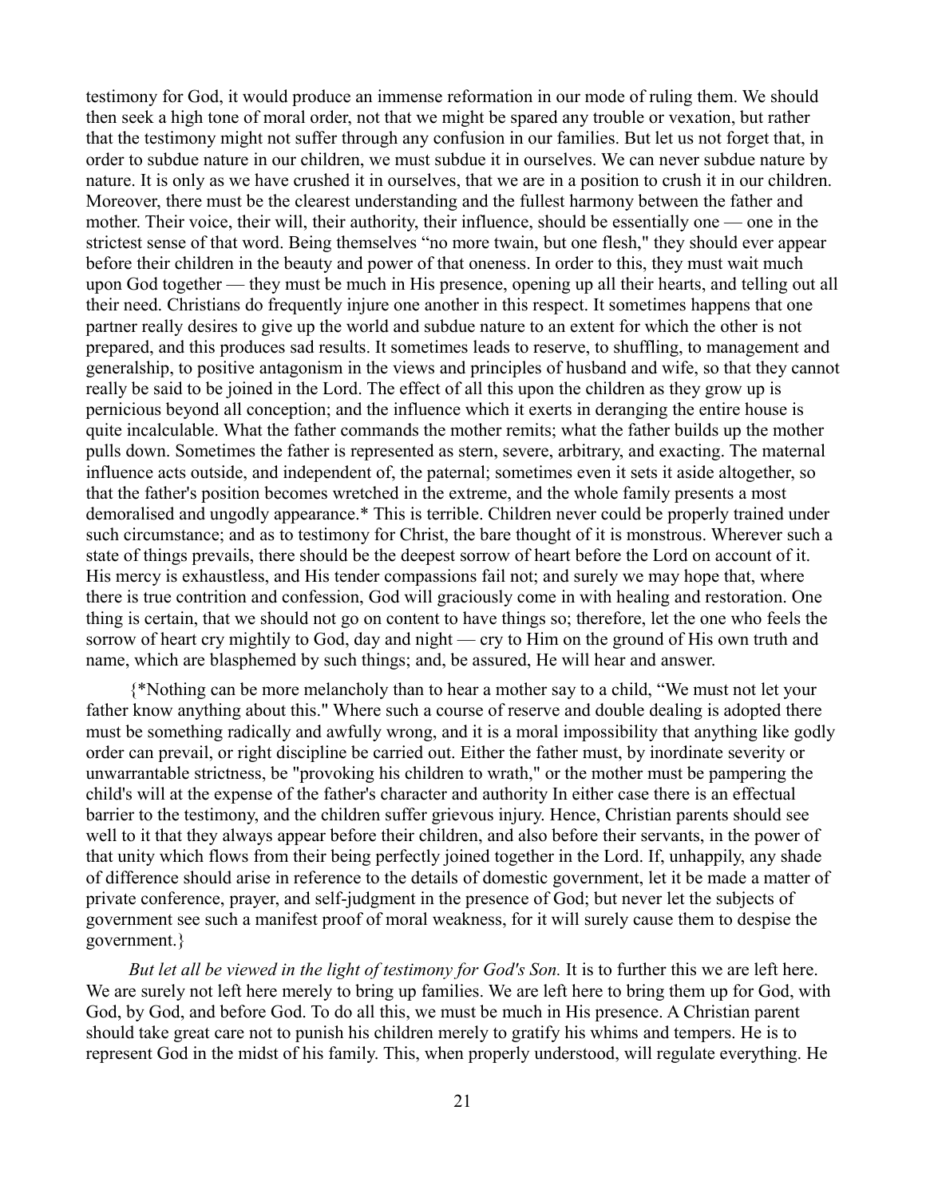testimony for God, it would produce an immense reformation in our mode of ruling them. We should then seek a high tone of moral order, not that we might be spared any trouble or vexation, but rather that the testimony might not suffer through any confusion in our families. But let us not forget that, in order to subdue nature in our children, we must subdue it in ourselves. We can never subdue nature by nature. It is only as we have crushed it in ourselves, that we are in a position to crush it in our children. Moreover, there must be the clearest understanding and the fullest harmony between the father and mother. Their voice, their will, their authority, their influence, should be essentially one — one in the strictest sense of that word. Being themselves "no more twain, but one flesh," they should ever appear before their children in the beauty and power of that oneness. In order to this, they must wait much upon God together — they must be much in His presence, opening up all their hearts, and telling out all their need. Christians do frequently injure one another in this respect. It sometimes happens that one partner really desires to give up the world and subdue nature to an extent for which the other is not prepared, and this produces sad results. It sometimes leads to reserve, to shuffling, to management and generalship, to positive antagonism in the views and principles of husband and wife, so that they cannot really be said to be joined in the Lord. The effect of all this upon the children as they grow up is pernicious beyond all conception; and the influence which it exerts in deranging the entire house is quite incalculable. What the father commands the mother remits; what the father builds up the mother pulls down. Sometimes the father is represented as stern, severe, arbitrary, and exacting. The maternal influence acts outside, and independent of, the paternal; sometimes even it sets it aside altogether, so that the father's position becomes wretched in the extreme, and the whole family presents a most demoralised and ungodly appearance.* This is terrible. Children never could be properly trained under such circumstance; and as to testimony for Christ, the bare thought of it is monstrous. Wherever such a state of things prevails, there should be the deepest sorrow of heart before the Lord on account of it. His mercy is exhaustless, and His tender compassions fail not; and surely we may hope that, where there is true contrition and confession, God will graciously come in with healing and restoration. One thing is certain, that we should not go on content to have things so; therefore, let the one who feels the sorrow of heart cry mightily to God, day and night — cry to Him on the ground of His own truth and name, which are blasphemed by such things; and, be assured, He will hear and answer.

{*Nothing can be more melancholy than to hear a mother say to a child, "We must not let your father know anything about this." Where such a course of reserve and double dealing is adopted there must be something radically and awfully wrong, and it is a moral impossibility that anything like godly order can prevail, or right discipline be carried out. Either the father must, by inordinate severity or unwarrantable strictness, be "provoking his children to wrath," or the mother must be pampering the child's will at the expense of the father's character and authority In either case there is an effectual barrier to the testimony, and the children suffer grievous injury. Hence, Christian parents should see well to it that they always appear before their children, and also before their servants, in the power of that unity which flows from their being perfectly joined together in the Lord. If, unhappily, any shade of difference should arise in reference to the details of domestic government, let it be made a matter of private conference, prayer, and self-judgment in the presence of God; but never let the subjects of government see such a manifest proof of moral weakness, for it will surely cause them to despise the government.}

*But let all be viewed in the light of testimony for God's Son.* It is to further this we are left here. We are surely not left here merely to bring up families. We are left here to bring them up for God, with God, by God, and before God. To do all this, we must be much in His presence. A Christian parent should take great care not to punish his children merely to gratify his whims and tempers. He is to represent God in the midst of his family. This, when properly understood, will regulate everything. He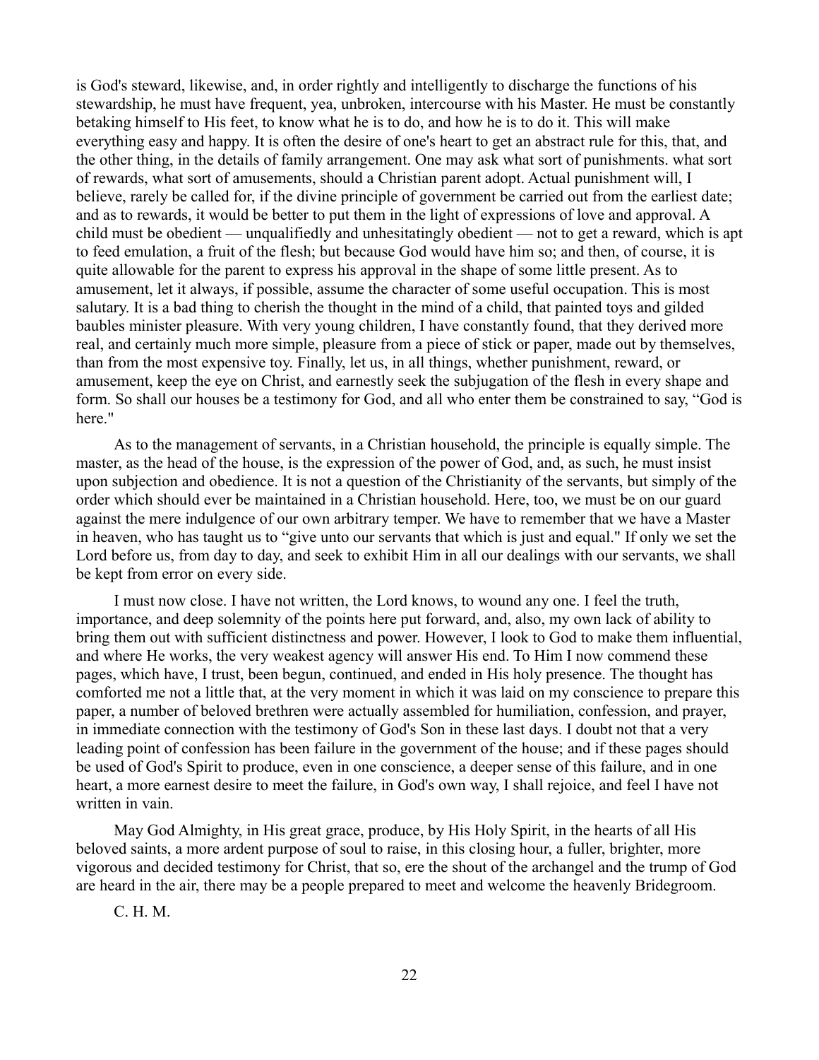is God's steward, likewise, and, in order rightly and intelligently to discharge the functions of his stewardship, he must have frequent, yea, unbroken, intercourse with his Master. He must be constantly betaking himself to His feet, to know what he is to do, and how he is to do it. This will make everything easy and happy. It is often the desire of one's heart to get an abstract rule for this, that, and the other thing, in the details of family arrangement. One may ask what sort of punishments. what sort of rewards, what sort of amusements, should a Christian parent adopt. Actual punishment will, I believe, rarely be called for, if the divine principle of government be carried out from the earliest date; and as to rewards, it would be better to put them in the light of expressions of love and approval. A child must be obedient — unqualifiedly and unhesitatingly obedient — not to get a reward, which is apt to feed emulation, a fruit of the flesh; but because God would have him so; and then, of course, it is quite allowable for the parent to express his approval in the shape of some little present. As to amusement, let it always, if possible, assume the character of some useful occupation. This is most salutary. It is a bad thing to cherish the thought in the mind of a child, that painted toys and gilded baubles minister pleasure. With very young children, I have constantly found, that they derived more real, and certainly much more simple, pleasure from a piece of stick or paper, made out by themselves, than from the most expensive toy. Finally, let us, in all things, whether punishment, reward, or amusement, keep the eye on Christ, and earnestly seek the subjugation of the flesh in every shape and form. So shall our houses be a testimony for God, and all who enter them be constrained to say, "God is here."

As to the management of servants, in a Christian household, the principle is equally simple. The master, as the head of the house, is the expression of the power of God, and, as such, he must insist upon subjection and obedience. It is not a question of the Christianity of the servants, but simply of the order which should ever be maintained in a Christian household. Here, too, we must be on our guard against the mere indulgence of our own arbitrary temper. We have to remember that we have a Master in heaven, who has taught us to "give unto our servants that which is just and equal." If only we set the Lord before us, from day to day, and seek to exhibit Him in all our dealings with our servants, we shall be kept from error on every side.

I must now close. I have not written, the Lord knows, to wound any one. I feel the truth, importance, and deep solemnity of the points here put forward, and, also, my own lack of ability to bring them out with sufficient distinctness and power. However, I look to God to make them influential, and where He works, the very weakest agency will answer His end. To Him I now commend these pages, which have, I trust, been begun, continued, and ended in His holy presence. The thought has comforted me not a little that, at the very moment in which it was laid on my conscience to prepare this paper, a number of beloved brethren were actually assembled for humiliation, confession, and prayer, in immediate connection with the testimony of God's Son in these last days. I doubt not that a very leading point of confession has been failure in the government of the house; and if these pages should be used of God's Spirit to produce, even in one conscience, a deeper sense of this failure, and in one heart, a more earnest desire to meet the failure, in God's own way, I shall rejoice, and feel I have not written in vain.

May God Almighty, in His great grace, produce, by His Holy Spirit, in the hearts of all His beloved saints, a more ardent purpose of soul to raise, in this closing hour, a fuller, brighter, more vigorous and decided testimony for Christ, that so, ere the shout of the archangel and the trump of God are heard in the air, there may be a people prepared to meet and welcome the heavenly Bridegroom.

C. H. M.